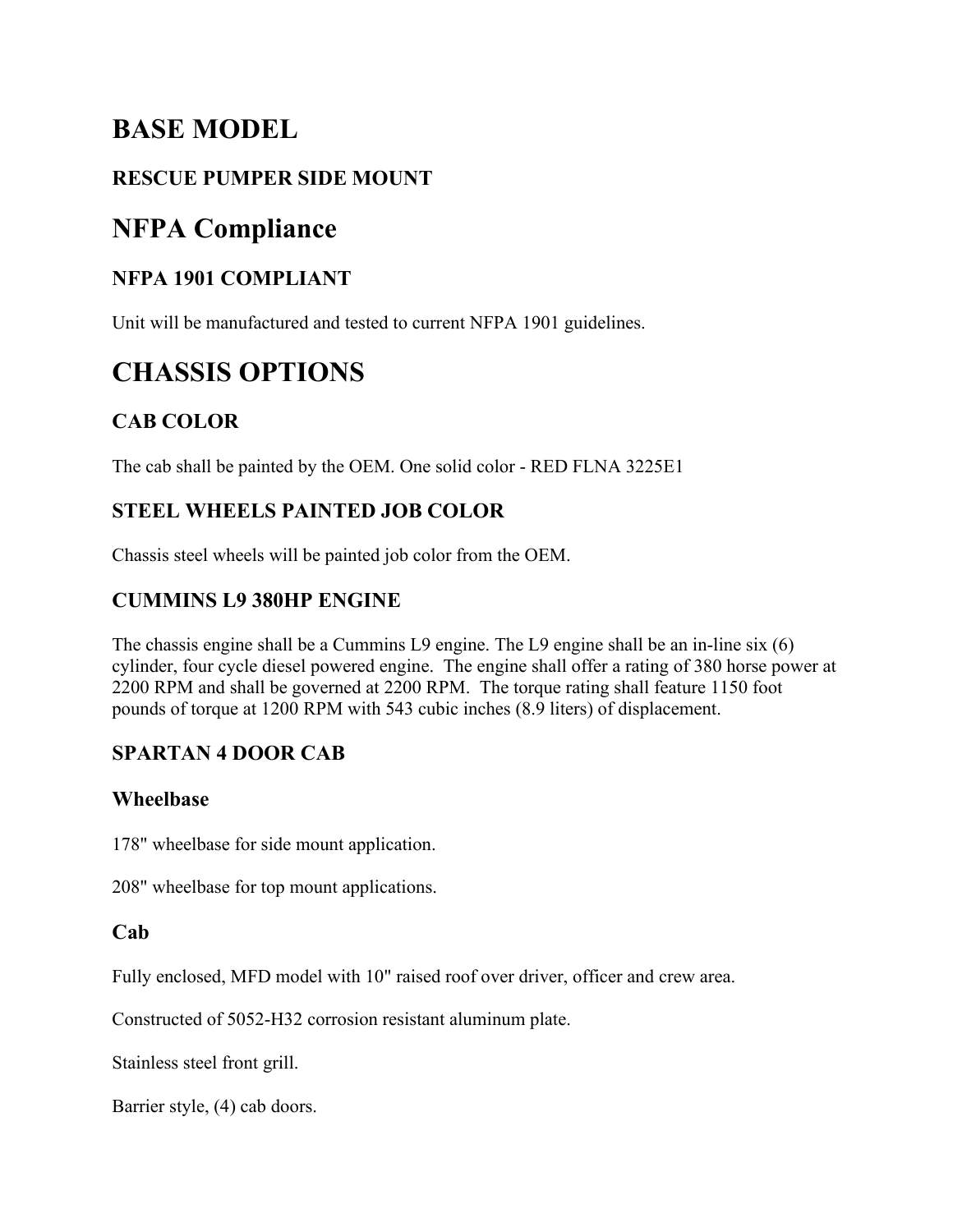# BASE MODEL

### RESCUE PUMPER SIDE MOUNT

# NFPA Compliance

### NFPA 1901 COMPLIANT

Unit will be manufactured and tested to current NFPA 1901 guidelines.

# CHASSIS OPTIONS

### CAB COLOR

The cab shall be painted by the OEM. One solid color - RED FLNA 3225E1

### STEEL WHEELS PAINTED JOB COLOR

Chassis steel wheels will be painted job color from the OEM.

### CUMMINS L9 380HP ENGINE

The chassis engine shall be a Cummins L9 engine. The L9 engine shall be an in-line six (6) cylinder, four cycle diesel powered engine. The engine shall offer a rating of 380 horse power at 2200 RPM and shall be governed at 2200 RPM. The torque rating shall feature 1150 foot pounds of torque at 1200 RPM with 543 cubic inches (8.9 liters) of displacement.

### SPARTAN 4 DOOR CAB

#### Wheelbase

178" wheelbase for side mount application.

208" wheelbase for top mount applications.

#### Cab

Fully enclosed, MFD model with 10" raised roof over driver, officer and crew area.

Constructed of 5052-H32 corrosion resistant aluminum plate.

Stainless steel front grill.

Barrier style, (4) cab doors.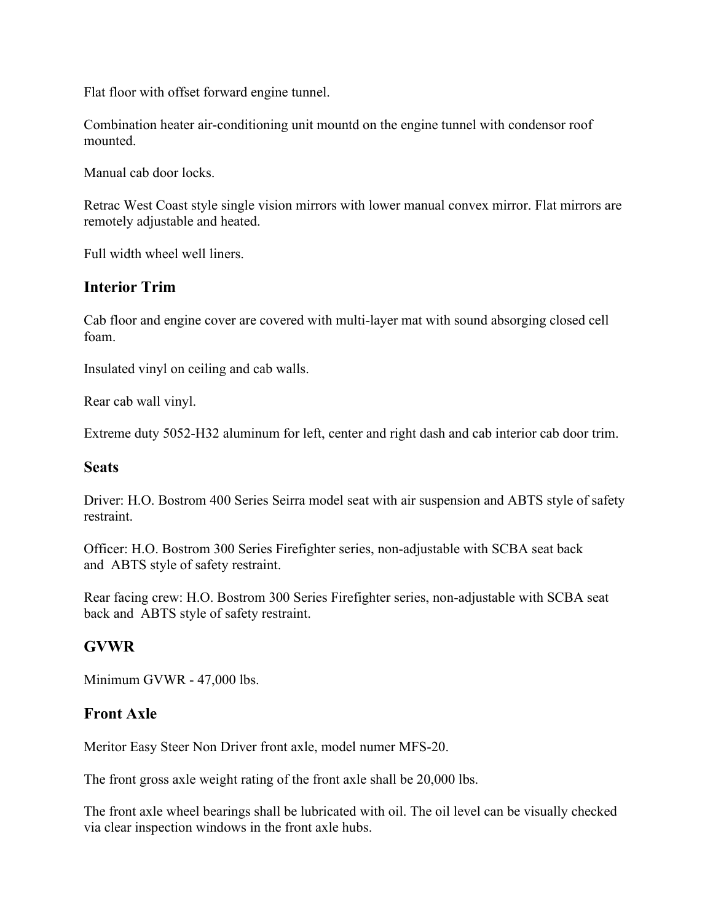Flat floor with offset forward engine tunnel.

Combination heater air-conditioning unit mountd on the engine tunnel with condensor roof mounted.

Manual cab door locks.

Retrac West Coast style single vision mirrors with lower manual convex mirror. Flat mirrors are remotely adjustable and heated.

Full width wheel well liners.

## Interior Trim

Cab floor and engine cover are covered with multi-layer mat with sound absorging closed cell foam.

Insulated vinyl on ceiling and cab walls.

Rear cab wall vinyl.

Extreme duty 5052-H32 aluminum for left, center and right dash and cab interior cab door trim.

## Seats

Driver: H.O. Bostrom 400 Series Seirra model seat with air suspension and ABTS style of safety restraint.

Officer: H.O. Bostrom 300 Series Firefighter series, non-adjustable with SCBA seat back and ABTS style of safety restraint.

Rear facing crew: H.O. Bostrom 300 Series Firefighter series, non-adjustable with SCBA seat back and ABTS style of safety restraint.

## GVWR

Minimum GVWR - 47,000 lbs.

## Front Axle

Meritor Easy Steer Non Driver front axle, model numer MFS-20.

The front gross axle weight rating of the front axle shall be 20,000 lbs.

The front axle wheel bearings shall be lubricated with oil. The oil level can be visually checked via clear inspection windows in the front axle hubs.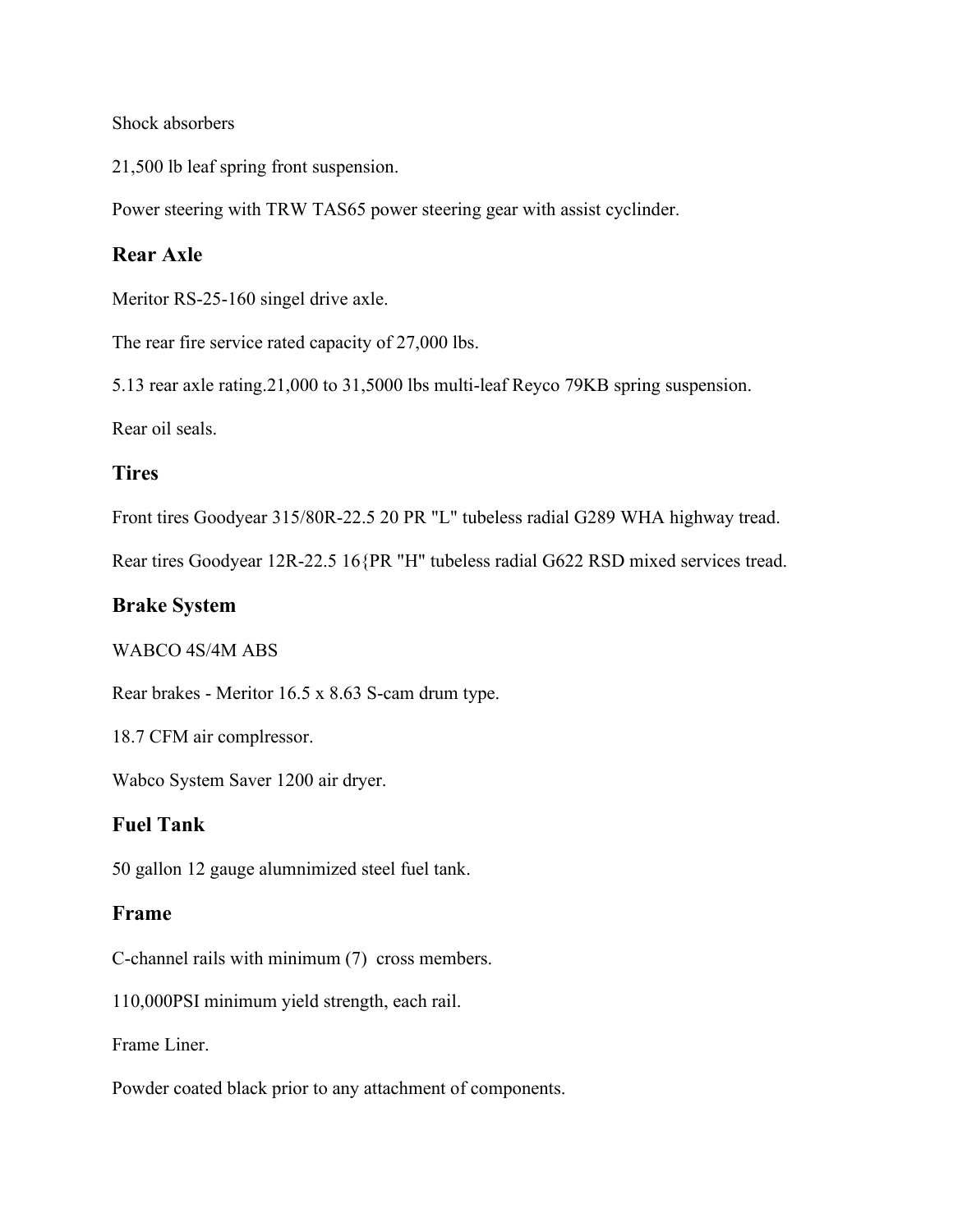Shock absorbers

21,500 lb leaf spring front suspension.

Power steering with TRW TAS65 power steering gear with assist cyclinder.

## Rear Axle

Meritor RS-25-160 singel drive axle.

The rear fire service rated capacity of 27,000 lbs.

5.13 rear axle rating.21,000 to 31,5000 lbs multi-leaf Reyco 79KB spring suspension.

Rear oil seals.

## Tires

Front tires Goodyear 315/80R-22.5 20 PR "L" tubeless radial G289 WHA highway tread.

Rear tires Goodyear 12R-22.5 16{PR "H" tubeless radial G622 RSD mixed services tread.

## Brake System

WABCO 4S/4M ABS

Rear brakes - Meritor 16.5 x 8.63 S-cam drum type.

18.7 CFM air complressor.

Wabco System Saver 1200 air dryer.

## Fuel Tank

50 gallon 12 gauge alumnimized steel fuel tank.

## Frame

C-channel rails with minimum (7) cross members.

110,000PSI minimum yield strength, each rail.

Frame Liner.

Powder coated black prior to any attachment of components.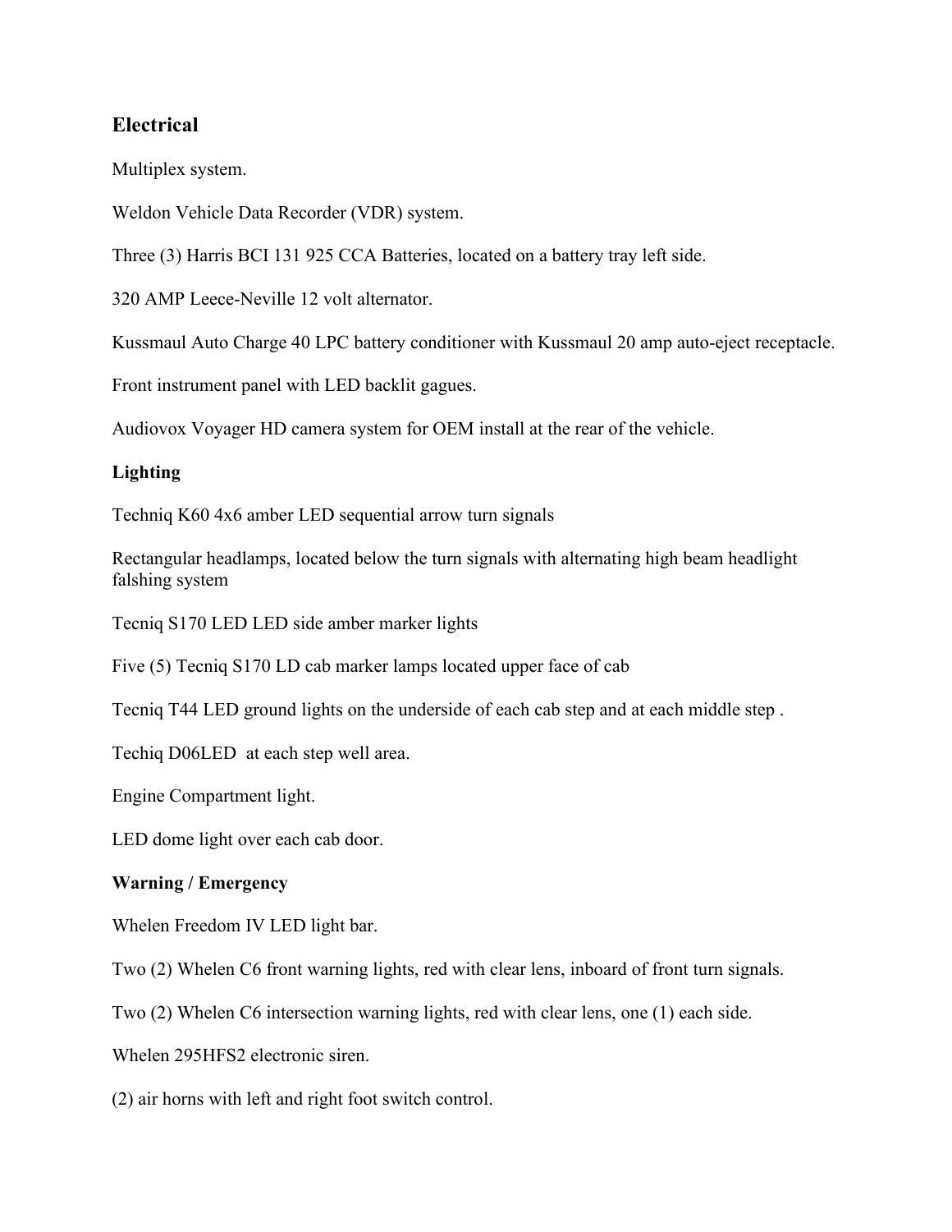## Electrical

Multiplex system.

Weldon Vehicle Data Recorder (VDR) system.

Three (3) Harris BCI 131 925 CCA Batteries, located on a battery tray left side.

320 AMP Leece-Neville 12 volt alternator.

Kussmaul Auto Charge 40 LPC battery conditioner with Kussmaul 20 amp auto-eject receptacle.

Front instrument panel with LED backlit gagues.

Audiovox Voyager HD camera system for OEM install at the rear of the vehicle.

### Lighting

Techniq K60 4x6 amber LED sequential arrow turn signals

Rectangular headlamps, located below the turn signals with alternating high beam headlight falshing system

Tecniq S170 LED LED side amber marker lights

Five (5) Tecniq S170 LD cab marker lamps located upper face of cab

Tecniq T44 LED ground lights on the underside of each cab step and at each middle step .

Techiq D06LED  at each step well area.

Engine Compartment light.

LED dome light over each cab door.

### Warning / Emergency

Whelen Freedom IV LED light bar.

Two (2) Whelen C6 front warning lights, red with clear lens, inboard of front turn signals.

Two (2) Whelen C6 intersection warning lights, red with clear lens, one (1) each side.

Whelen 295HFS2 electronic siren.

(2) air horns with left and right foot switch control.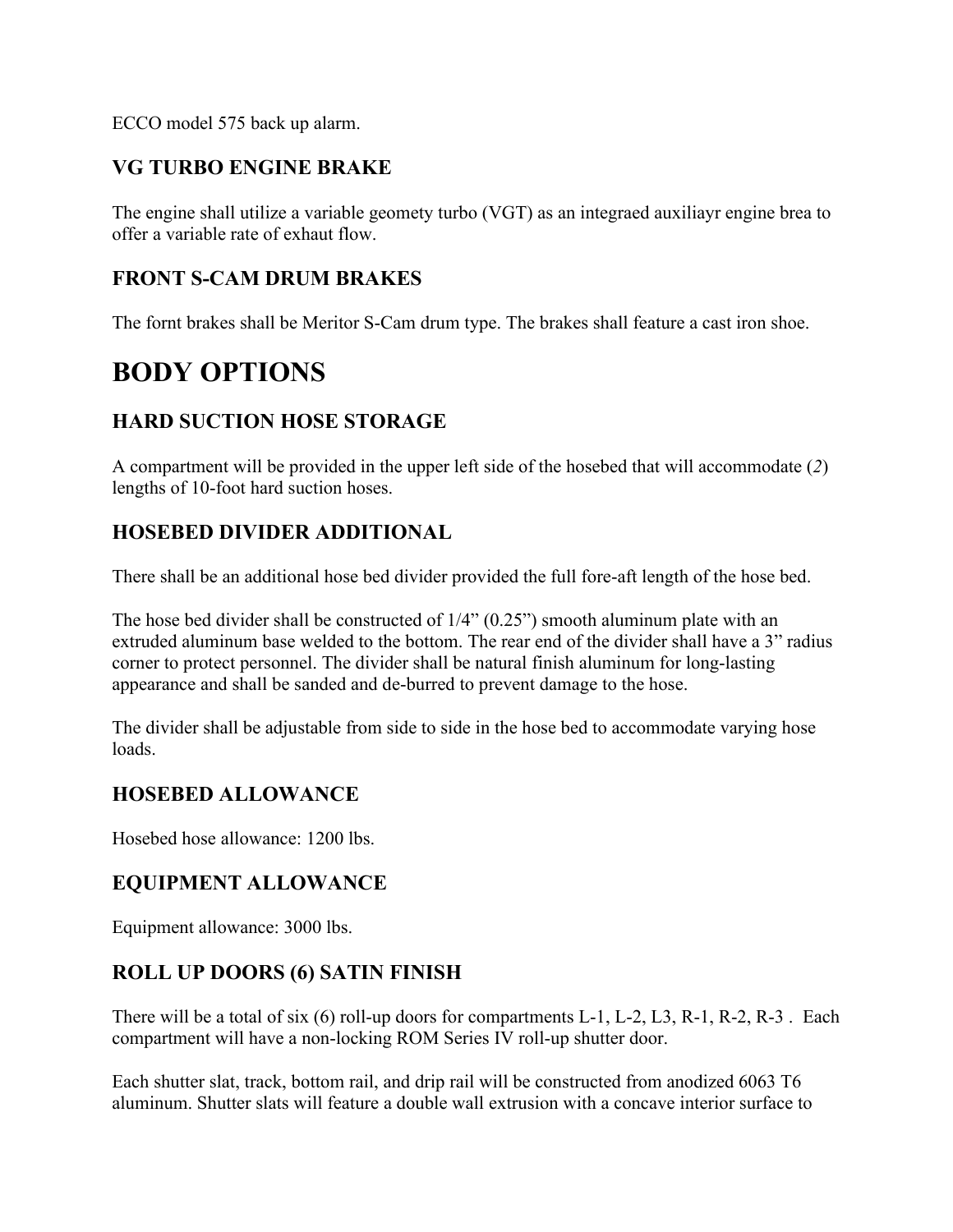ECCO model 575 back up alarm.

### VG TURBO ENGINE BRAKE

The engine shall utilize a variable geomety turbo (VGT) as an integraed auxiliayr engine brea to offer a variable rate of exhaut flow.

### FRONT S-CAM DRUM BRAKES

The fornt brakes shall be Meritor S-Cam drum type. The brakes shall feature a cast iron shoe.

# BODY OPTIONS

### HARD SUCTION HOSE STORAGE

A compartment will be provided in the upper left side of the hosebed that will accommodate (*2*) lengths of 10-foot hard suction hoses.

### HOSEBED DIVIDER ADDITIONAL

There shall be an additional hose bed divider provided the full fore-aft length of the hose bed.

The hose bed divider shall be constructed of 1/4" (0.25") smooth aluminum plate with an extruded aluminum base welded to the bottom. The rear end of the divider shall have a 3" radius corner to protect personnel. The divider shall be natural finish aluminum for long-lasting appearance and shall be sanded and de-burred to prevent damage to the hose.

The divider shall be adjustable from side to side in the hose bed to accommodate varying hose loads.

### HOSEBED ALLOWANCE

Hosebed hose allowance: 1200 lbs.

### EQUIPMENT ALLOWANCE

Equipment allowance: 3000 lbs.

### ROLL UP DOORS (6) SATIN FINISH

There will be a total of six (6) roll-up doors for compartments L-1, L-2, L3, R-1, R-2, R-3 . Each compartment will have a non-locking ROM Series IV roll-up shutter door.

Each shutter slat, track, bottom rail, and drip rail will be constructed from anodized 6063 T6 aluminum. Shutter slats will feature a double wall extrusion with a concave interior surface to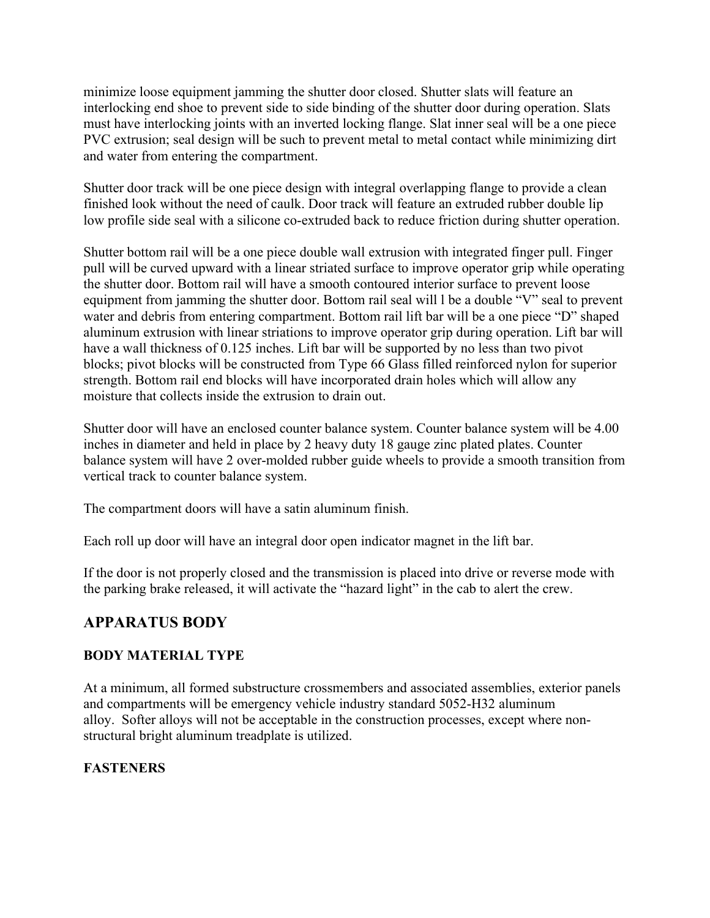minimize loose equipment jamming the shutter door closed. Shutter slats will feature an interlocking end shoe to prevent side to side binding of the shutter door during operation. Slats must have interlocking joints with an inverted locking flange. Slat inner seal will be a one piece PVC extrusion; seal design will be such to prevent metal to metal contact while minimizing dirt and water from entering the compartment.

Shutter door track will be one piece design with integral overlapping flange to provide a clean finished look without the need of caulk. Door track will feature an extruded rubber double lip low profile side seal with a silicone co-extruded back to reduce friction during shutter operation.

Shutter bottom rail will be a one piece double wall extrusion with integrated finger pull. Finger pull will be curved upward with a linear striated surface to improve operator grip while operating the shutter door. Bottom rail will have a smooth contoured interior surface to prevent loose equipment from jamming the shutter door. Bottom rail seal will l be a double "V" seal to prevent water and debris from entering compartment. Bottom rail lift bar will be a one piece "D" shaped aluminum extrusion with linear striations to improve operator grip during operation. Lift bar will have a wall thickness of 0.125 inches. Lift bar will be supported by no less than two pivot blocks; pivot blocks will be constructed from Type 66 Glass filled reinforced nylon for superior strength. Bottom rail end blocks will have incorporated drain holes which will allow any moisture that collects inside the extrusion to drain out.

Shutter door will have an enclosed counter balance system. Counter balance system will be 4.00 inches in diameter and held in place by 2 heavy duty 18 gauge zinc plated plates. Counter balance system will have 2 over-molded rubber guide wheels to provide a smooth transition from vertical track to counter balance system.

The compartment doors will have a satin aluminum finish.

Each roll up door will have an integral door open indicator magnet in the lift bar.

If the door is not properly closed and the transmission is placed into drive or reverse mode with the parking brake released, it will activate the "hazard light" in the cab to alert the crew.

## APPARATUS BODY

### BODY MATERIAL TYPE

At a minimum, all formed substructure crossmembers and associated assemblies, exterior panels and compartments will be emergency vehicle industry standard 5052-H32 aluminum alloy. Softer alloys will not be acceptable in the construction processes, except where non-structural bright aluminum treadplate is utilized.

### FASTENERS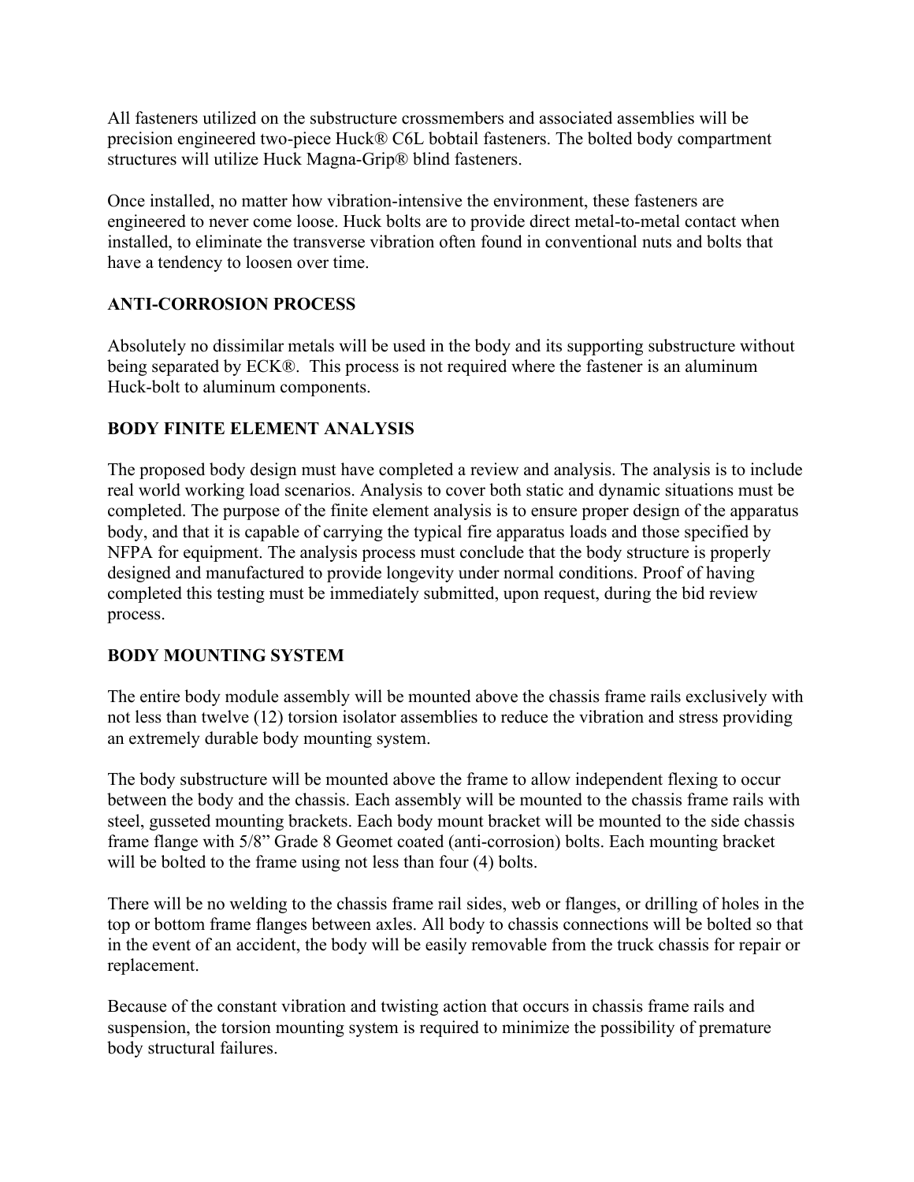All fasteners utilized on the substructure crossmembers and associated assemblies will be precision engineered two-piece Huck® C6L bobtail fasteners. The bolted body compartment structures will utilize Huck Magna-Grip® blind fasteners.

Once installed, no matter how vibration-intensive the environment, these fasteners are engineered to never come loose. Huck bolts are to provide direct metal-to-metal contact when installed, to eliminate the transverse vibration often found in conventional nuts and bolts that have a tendency to loosen over time.

## ANTI-CORROSION PROCESS

Absolutely no dissimilar metals will be used in the body and its supporting substructure without being separated by ECK®. This process is not required where the fastener is an aluminum Huck-bolt to aluminum components.

## BODY FINITE ELEMENT ANALYSIS

The proposed body design must have completed a review and analysis. The analysis is to include real world working load scenarios. Analysis to cover both static and dynamic situations must be completed. The purpose of the finite element analysis is to ensure proper design of the apparatus body, and that it is capable of carrying the typical fire apparatus loads and those specified by NFPA for equipment. The analysis process must conclude that the body structure is properly designed and manufactured to provide longevity under normal conditions. Proof of having completed this testing must be immediately submitted, upon request, during the bid review process.

## BODY MOUNTING SYSTEM

The entire body module assembly will be mounted above the chassis frame rails exclusively with not less than twelve (12) torsion isolator assemblies to reduce the vibration and stress providing an extremely durable body mounting system.

The body substructure will be mounted above the frame to allow independent flexing to occur between the body and the chassis. Each assembly will be mounted to the chassis frame rails with steel, gusseted mounting brackets. Each body mount bracket will be mounted to the side chassis frame flange with 5/8" Grade 8 Geomet coated (anti-corrosion) bolts. Each mounting bracket will be bolted to the frame using not less than four (4) bolts.

There will be no welding to the chassis frame rail sides, web or flanges, or drilling of holes in the top or bottom frame flanges between axles. All body to chassis connections will be bolted so that in the event of an accident, the body will be easily removable from the truck chassis for repair or replacement.

Because of the constant vibration and twisting action that occurs in chassis frame rails and suspension, the torsion mounting system is required to minimize the possibility of premature body structural failures.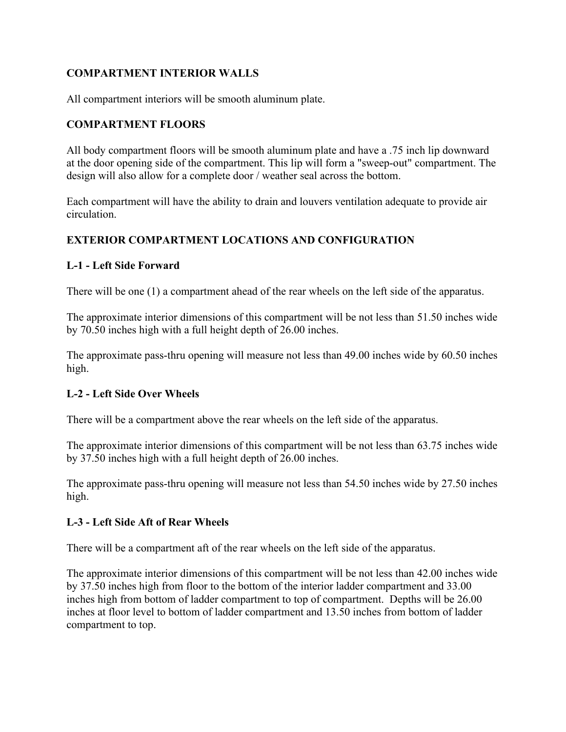**COMPARTMENT INTERIOR WALLS**

All compartment interiors will be smooth aluminum plate.

**COMPARTMENT FLOORS**

All body compartment floors will be smooth aluminum plate and have a .75 inch lip downward at the door opening side of the compartment. This lip will form a "sweep-out" compartment. The design will also allow for a complete door / weather seal across the bottom.

Each compartment will have the ability to drain and louvers ventilation adequate to provide air circulation.

**EXTERIOR COMPARTMENT LOCATIONS AND CONFIGURATION**

**L-1 - Left Side Forward**

There will be one (1) a compartment ahead of the rear wheels on the left side of the apparatus.

The approximate interior dimensions of this compartment will be not less than 51.50 inches wide by 70.50 inches high with a full height depth of 26.00 inches.

The approximate pass-thru opening will measure not less than 49.00 inches wide by 60.50 inches high.

**L-2 - Left Side Over Wheels**

There will be a compartment above the rear wheels on the left side of the apparatus.

The approximate interior dimensions of this compartment will be not less than 63.75 inches wide by 37.50 inches high with a full height depth of 26.00 inches.

The approximate pass-thru opening will measure not less than 54.50 inches wide by 27.50 inches high.

**L-3 - Left Side Aft of Rear Wheels**

There will be a compartment aft of the rear wheels on the left side of the apparatus.

The approximate interior dimensions of this compartment will be not less than 42.00 inches wide by 37.50 inches high from floor to the bottom of the interior ladder compartment and 33.00 inches high from bottom of ladder compartment to top of compartment. Depths will be 26.00 inches at floor level to bottom of ladder compartment and 13.50 inches from bottom of ladder compartment to top.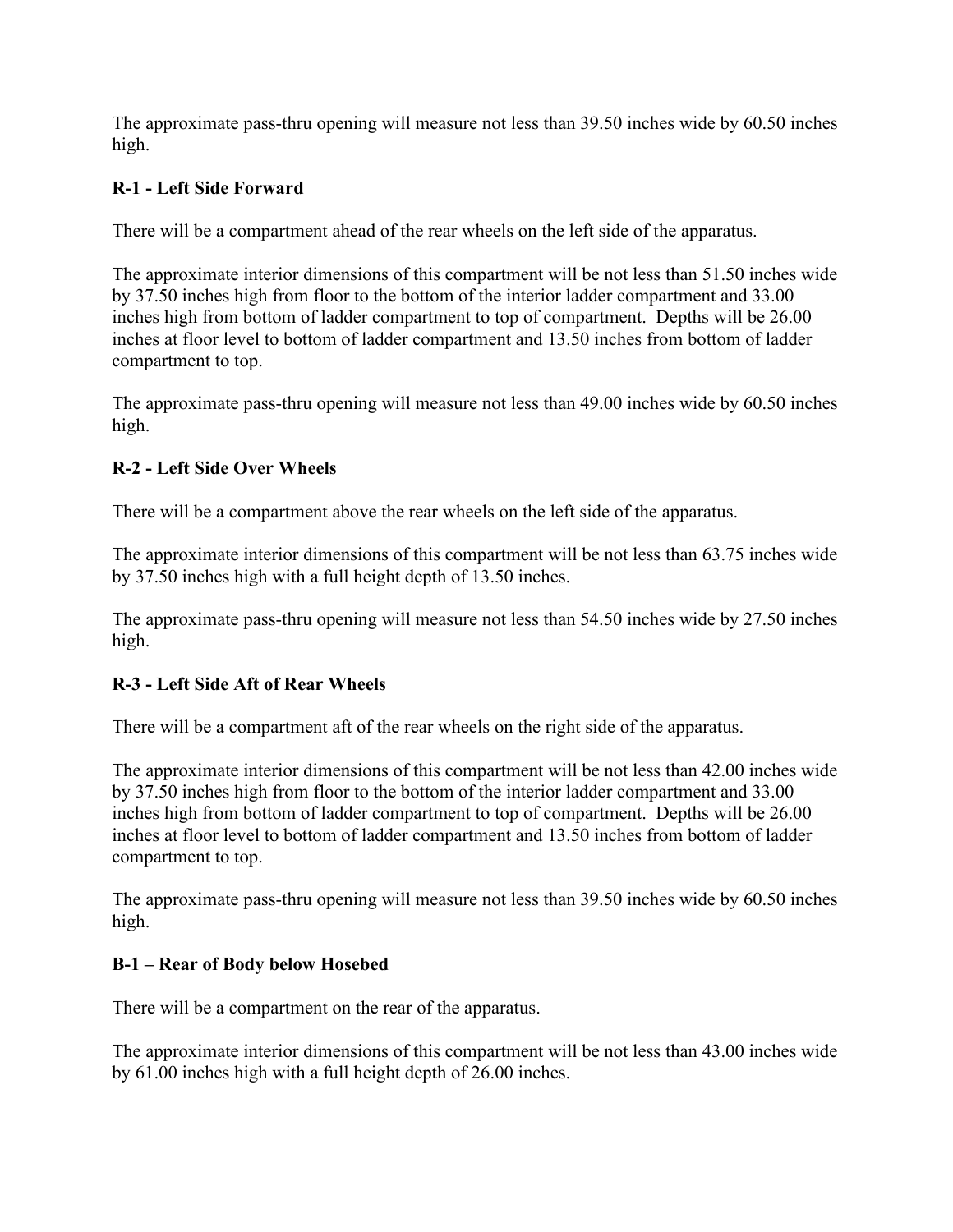The approximate pass-thru opening will measure not less than 39.50 inches wide by 60.50 inches high.

**R-1 - Left Side Forward**

There will be a compartment ahead of the rear wheels on the left side of the apparatus.

The approximate interior dimensions of this compartment will be not less than 51.50 inches wide by 37.50 inches high from floor to the bottom of the interior ladder compartment and 33.00 inches high from bottom of ladder compartment to top of compartment. Depths will be 26.00 inches at floor level to bottom of ladder compartment and 13.50 inches from bottom of ladder compartment to top.

The approximate pass-thru opening will measure not less than 49.00 inches wide by 60.50 inches high.

**R-2 - Left Side Over Wheels**

There will be a compartment above the rear wheels on the left side of the apparatus.

The approximate interior dimensions of this compartment will be not less than 63.75 inches wide by 37.50 inches high with a full height depth of 13.50 inches.

The approximate pass-thru opening will measure not less than 54.50 inches wide by 27.50 inches high.

**R-3 - Left Side Aft of Rear Wheels**

There will be a compartment aft of the rear wheels on the right side of the apparatus.

The approximate interior dimensions of this compartment will be not less than 42.00 inches wide by 37.50 inches high from floor to the bottom of the interior ladder compartment and 33.00 inches high from bottom of ladder compartment to top of compartment. Depths will be 26.00 inches at floor level to bottom of ladder compartment and 13.50 inches from bottom of ladder compartment to top.

The approximate pass-thru opening will measure not less than 39.50 inches wide by 60.50 inches high.

**B-1 – Rear of Body below Hosebed**

There will be a compartment on the rear of the apparatus.

The approximate interior dimensions of this compartment will be not less than 43.00 inches wide by 61.00 inches high with a full height depth of 26.00 inches.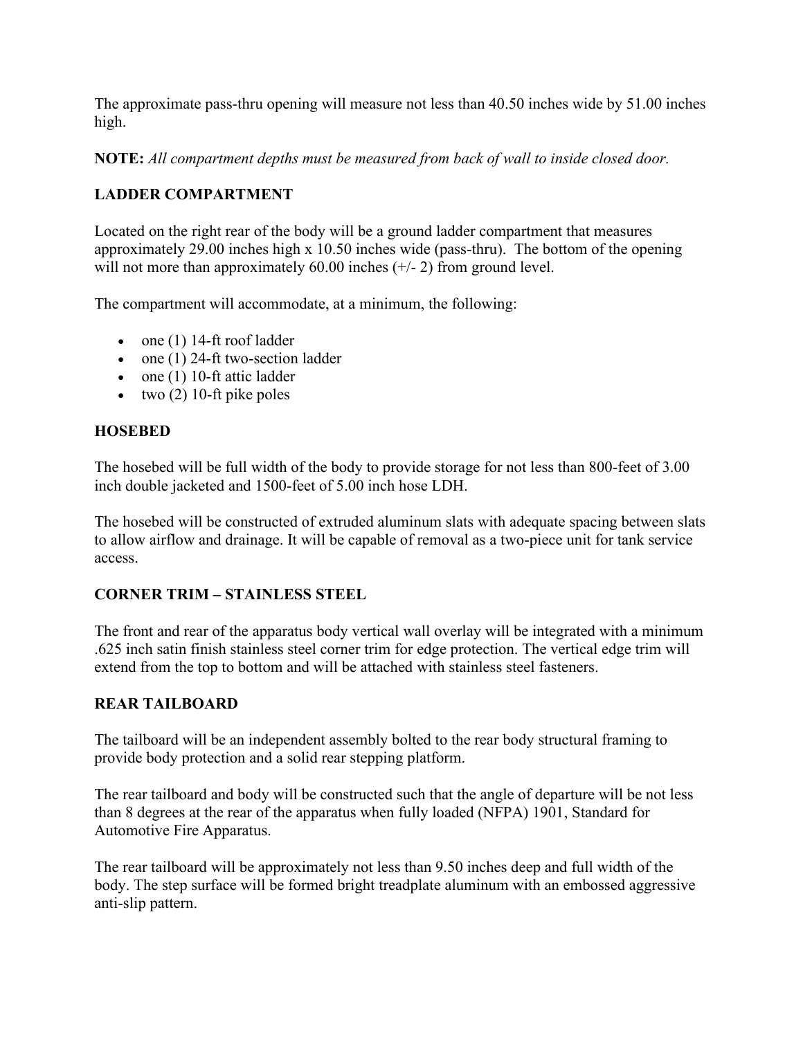The approximate pass-thru opening will measure not less than 40.50 inches wide by 51.00 inches high.

**NOTE:** *All compartment depths must be measured from back of wall to inside closed door.*

**LADDER COMPARTMENT**

Located on the right rear of the body will be a ground ladder compartment that measures approximately 29.00 inches high x 10.50 inches wide (pass-thru). The bottom of the opening will not more than approximately 60.00 inches (+/- 2) from ground level.

The compartment will accommodate, at a minimum, the following:

- one (1) 14-ft roof ladder
- one (1) 24-ft two-section ladder
- one (1) 10-ft attic ladder
- two (2) 10-ft pike poles

**HOSEBED**

The hosebed will be full width of the body to provide storage for not less than 800-feet of 3.00 inch double jacketed and 1500-feet of 5.00 inch hose LDH.

The hosebed will be constructed of extruded aluminum slats with adequate spacing between slats to allow airflow and drainage. It will be capable of removal as a two-piece unit for tank service access.

**CORNER TRIM – STAINLESS STEEL**

The front and rear of the apparatus body vertical wall overlay will be integrated with a minimum .625 inch satin finish stainless steel corner trim for edge protection. The vertical edge trim will extend from the top to bottom and will be attached with stainless steel fasteners.

**REAR TAILBOARD**

The tailboard will be an independent assembly bolted to the rear body structural framing to provide body protection and a solid rear stepping platform.

The rear tailboard and body will be constructed such that the angle of departure will be not less than 8 degrees at the rear of the apparatus when fully loaded (NFPA) 1901, Standard for Automotive Fire Apparatus.

The rear tailboard will be approximately not less than 9.50 inches deep and full width of the body. The step surface will be formed bright treadplate aluminum with an embossed aggressive anti-slip pattern.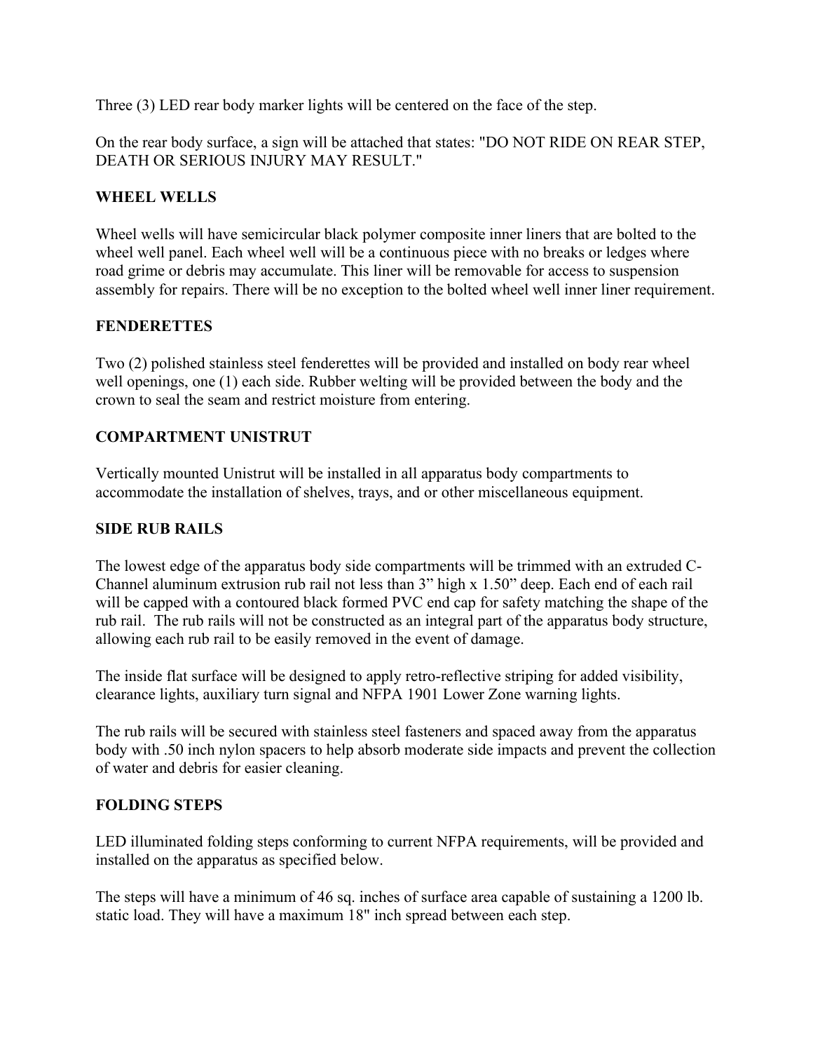Three (3) LED rear body marker lights will be centered on the face of the step.

On the rear body surface, a sign will be attached that states: "DO NOT RIDE ON REAR STEP, DEATH OR SERIOUS INJURY MAY RESULT."

**WHEEL WELLS**

Wheel wells will have semicircular black polymer composite inner liners that are bolted to the wheel well panel. Each wheel well will be a continuous piece with no breaks or ledges where road grime or debris may accumulate. This liner will be removable for access to suspension assembly for repairs. There will be no exception to the bolted wheel well inner liner requirement.

**FENDERETTES**

Two (2) polished stainless steel fenderettes will be provided and installed on body rear wheel well openings, one (1) each side. Rubber welting will be provided between the body and the crown to seal the seam and restrict moisture from entering.

**COMPARTMENT UNISTRUT**

Vertically mounted Unistrut will be installed in all apparatus body compartments to accommodate the installation of shelves, trays, and or other miscellaneous equipment.

**SIDE RUB RAILS**

The lowest edge of the apparatus body side compartments will be trimmed with an extruded C-Channel aluminum extrusion rub rail not less than 3" high x 1.50" deep. Each end of each rail will be capped with a contoured black formed PVC end cap for safety matching the shape of the rub rail. The rub rails will not be constructed as an integral part of the apparatus body structure, allowing each rub rail to be easily removed in the event of damage.

The inside flat surface will be designed to apply retro-reflective striping for added visibility, clearance lights, auxiliary turn signal and NFPA 1901 Lower Zone warning lights.

The rub rails will be secured with stainless steel fasteners and spaced away from the apparatus body with .50 inch nylon spacers to help absorb moderate side impacts and prevent the collection of water and debris for easier cleaning.

**FOLDING STEPS**

LED illuminated folding steps conforming to current NFPA requirements, will be provided and installed on the apparatus as specified below.

The steps will have a minimum of 46 sq. inches of surface area capable of sustaining a 1200 lb. static load. They will have a maximum 18" inch spread between each step.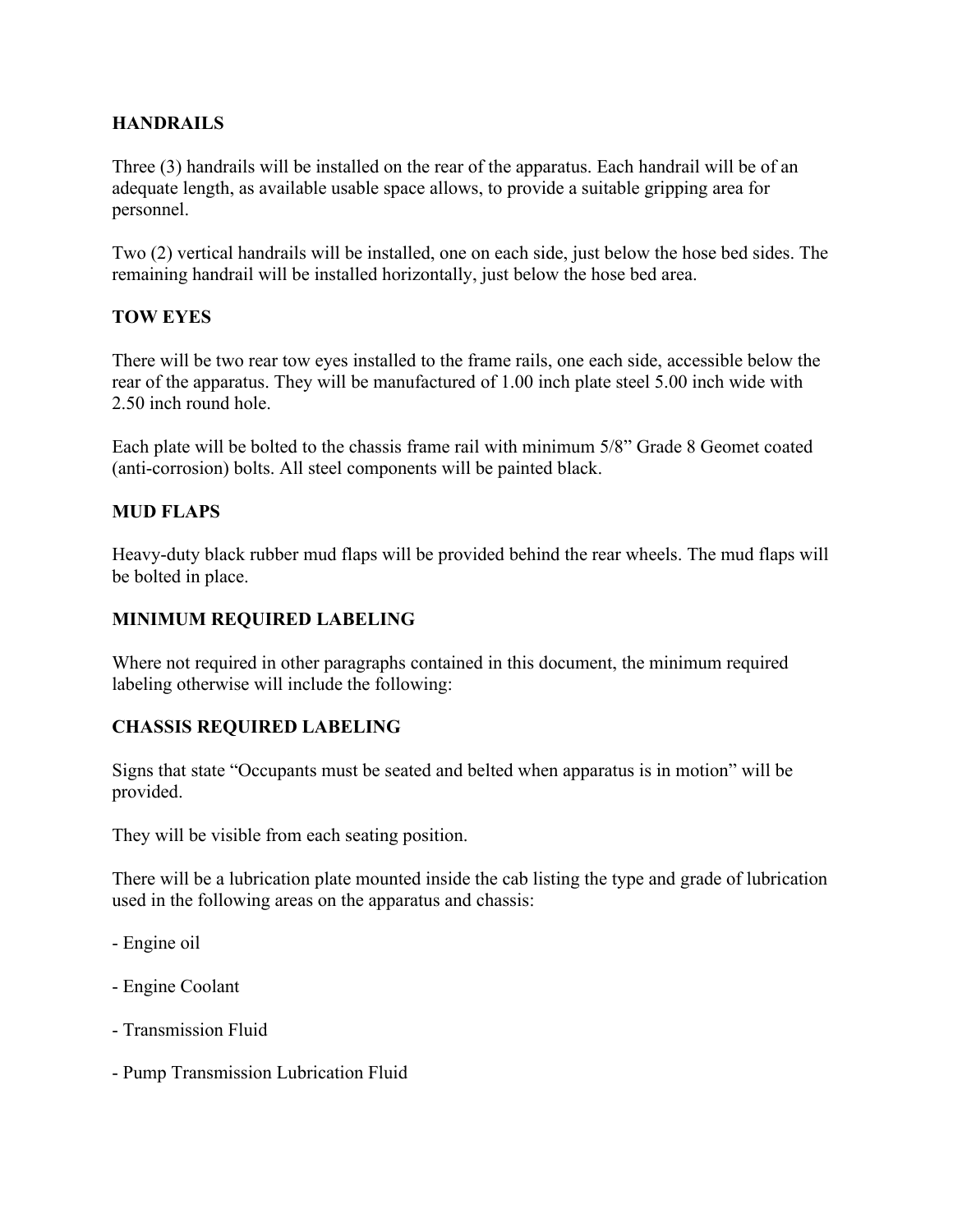**HANDRAILS**

Three (3) handrails will be installed on the rear of the apparatus. Each handrail will be of an adequate length, as available usable space allows, to provide a suitable gripping area for personnel.

Two (2) vertical handrails will be installed, one on each side, just below the hose bed sides. The remaining handrail will be installed horizontally, just below the hose bed area.

**TOW EYES**

There will be two rear tow eyes installed to the frame rails, one each side, accessible below the rear of the apparatus. They will be manufactured of 1.00 inch plate steel 5.00 inch wide with 2.50 inch round hole.

Each plate will be bolted to the chassis frame rail with minimum 5/8" Grade 8 Geomet coated (anti-corrosion) bolts. All steel components will be painted black.

**MUD FLAPS**

Heavy-duty black rubber mud flaps will be provided behind the rear wheels. The mud flaps will be bolted in place.

**MINIMUM REQUIRED LABELING**

Where not required in other paragraphs contained in this document, the minimum required labeling otherwise will include the following:

**CHASSIS REQUIRED LABELING**

Signs that state "Occupants must be seated and belted when apparatus is in motion" will be provided.

They will be visible from each seating position.

There will be a lubrication plate mounted inside the cab listing the type and grade of lubrication used in the following areas on the apparatus and chassis:

- Engine oil

- Engine Coolant

- Transmission Fluid

- Pump Transmission Lubrication Fluid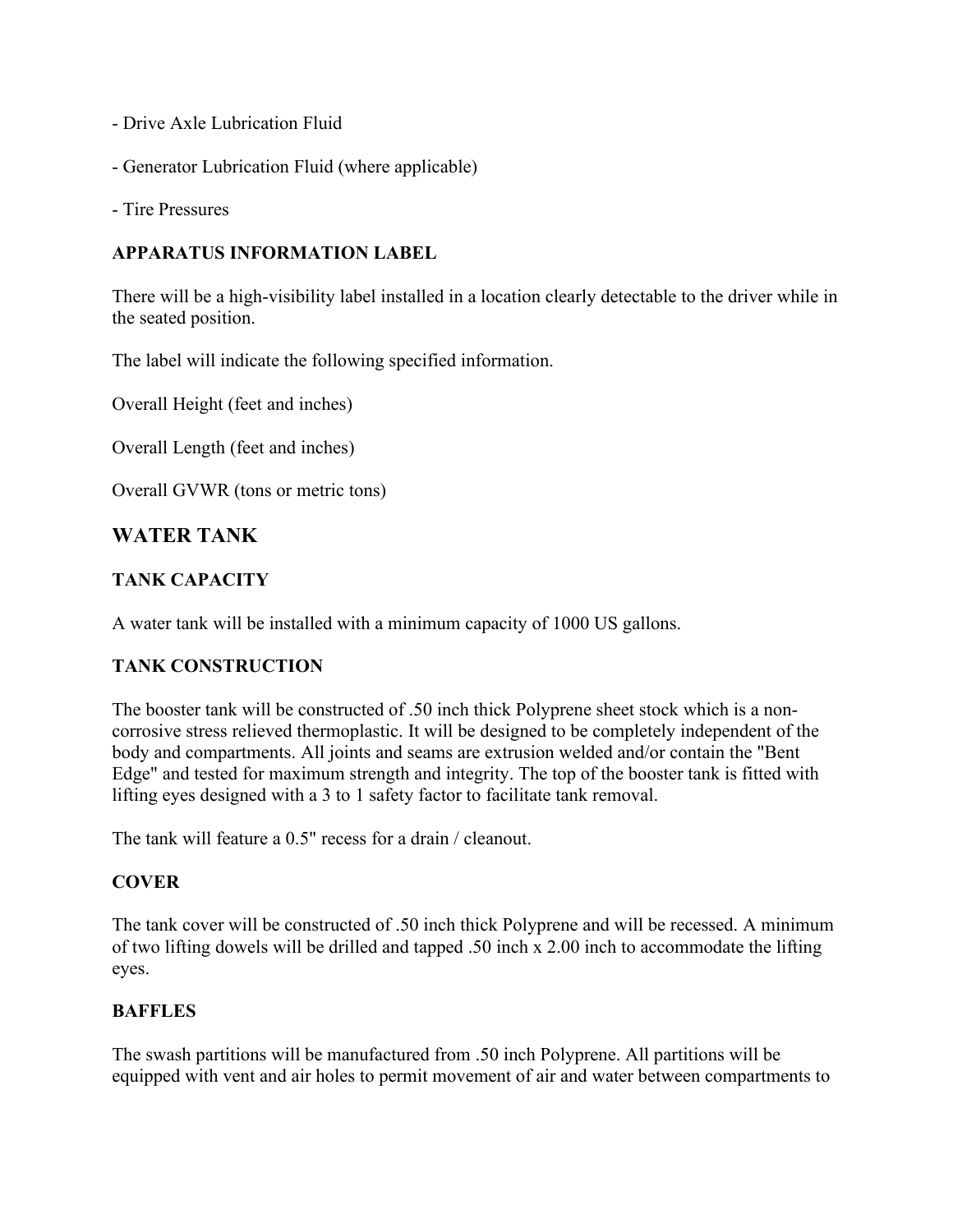- Drive Axle Lubrication Fluid

- Generator Lubrication Fluid (where applicable)

- Tire Pressures

### APPARATUS INFORMATION LABEL

There will be a high-visibility label installed in a location clearly detectable to the driver while in the seated position.

The label will indicate the following specified information.

Overall Height (feet and inches)

Overall Length (feet and inches)

Overall GVWR (tons or metric tons)

## WATER TANK

### TANK CAPACITY

A water tank will be installed with a minimum capacity of 1000 US gallons.

### TANK CONSTRUCTION

The booster tank will be constructed of .50 inch thick Polyprene sheet stock which is a non-corrosive stress relieved thermoplastic. It will be designed to be completely independent of the body and compartments. All joints and seams are extrusion welded and/or contain the "Bent Edge" and tested for maximum strength and integrity. The top of the booster tank is fitted with lifting eyes designed with a 3 to 1 safety factor to facilitate tank removal.

The tank will feature a 0.5" recess for a drain / cleanout.

### COVER

The tank cover will be constructed of .50 inch thick Polyprene and will be recessed. A minimum of two lifting dowels will be drilled and tapped .50 inch x 2.00 inch to accommodate the lifting eyes.

### BAFFLES

The swash partitions will be manufactured from .50 inch Polyprene. All partitions will be equipped with vent and air holes to permit movement of air and water between compartments to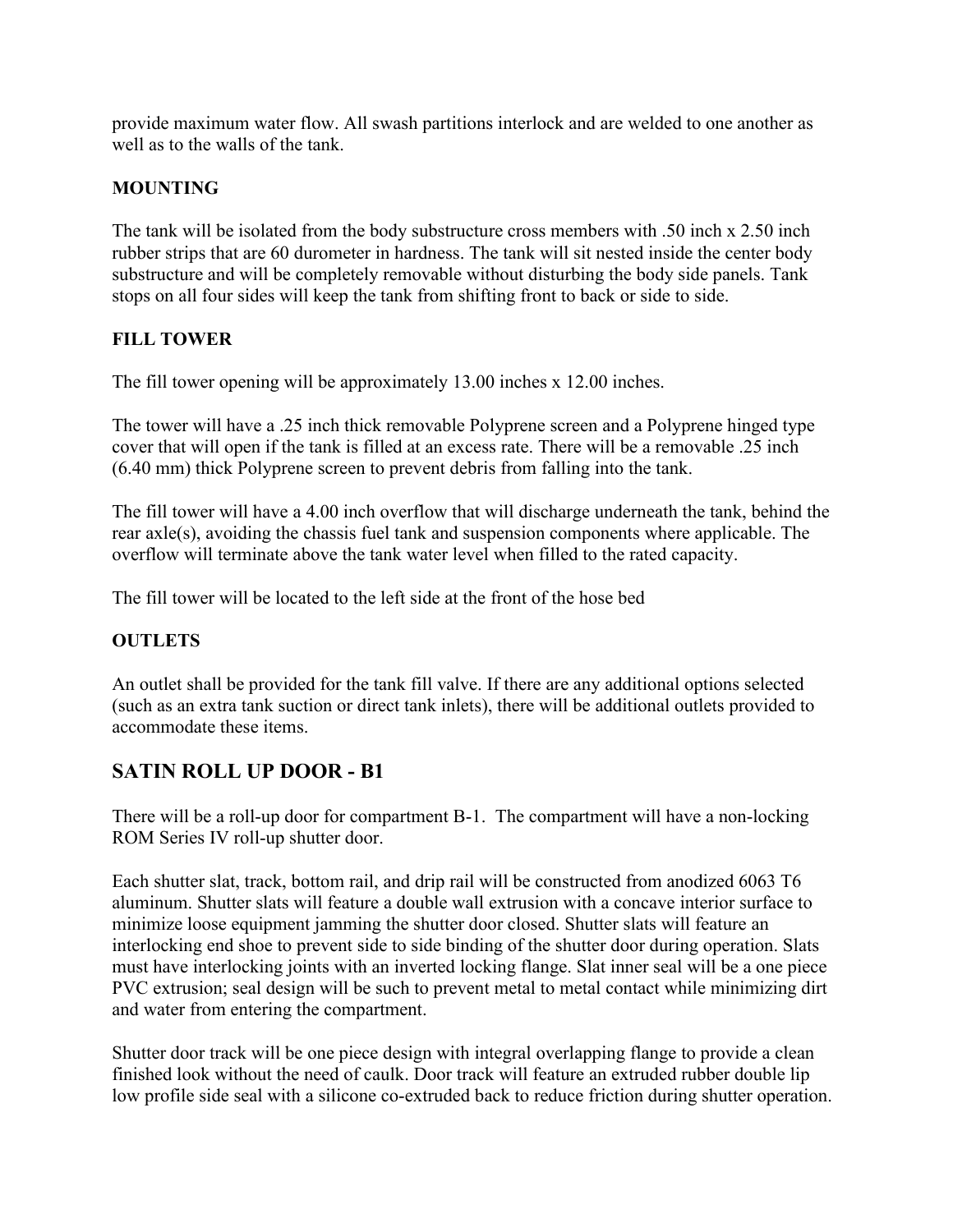provide maximum water flow. All swash partitions interlock and are welded to one another as well as to the walls of the tank.

**MOUNTING**

The tank will be isolated from the body substructure cross members with .50 inch x 2.50 inch rubber strips that are 60 durometer in hardness. The tank will sit nested inside the center body substructure and will be completely removable without disturbing the body side panels. Tank stops on all four sides will keep the tank from shifting front to back or side to side.

**FILL TOWER**

The fill tower opening will be approximately 13.00 inches x 12.00 inches.

The tower will have a .25 inch thick removable Polyprene screen and a Polyprene hinged type cover that will open if the tank is filled at an excess rate. There will be a removable .25 inch (6.40 mm) thick Polyprene screen to prevent debris from falling into the tank.

The fill tower will have a 4.00 inch overflow that will discharge underneath the tank, behind the rear axle(s), avoiding the chassis fuel tank and suspension components where applicable. The overflow will terminate above the tank water level when filled to the rated capacity.

The fill tower will be located to the left side at the front of the hose bed

**OUTLETS**

An outlet shall be provided for the tank fill valve. If there are any additional options selected (such as an extra tank suction or direct tank inlets), there will be additional outlets provided to accommodate these items.

## SATIN ROLL UP DOOR - B1

There will be a roll-up door for compartment B-1. The compartment will have a non-locking ROM Series IV roll-up shutter door.

Each shutter slat, track, bottom rail, and drip rail will be constructed from anodized 6063 T6 aluminum. Shutter slats will feature a double wall extrusion with a concave interior surface to minimize loose equipment jamming the shutter door closed. Shutter slats will feature an interlocking end shoe to prevent side to side binding of the shutter door during operation. Slats must have interlocking joints with an inverted locking flange. Slat inner seal will be a one piece PVC extrusion; seal design will be such to prevent metal to metal contact while minimizing dirt and water from entering the compartment.

Shutter door track will be one piece design with integral overlapping flange to provide a clean finished look without the need of caulk. Door track will feature an extruded rubber double lip low profile side seal with a silicone co-extruded back to reduce friction during shutter operation.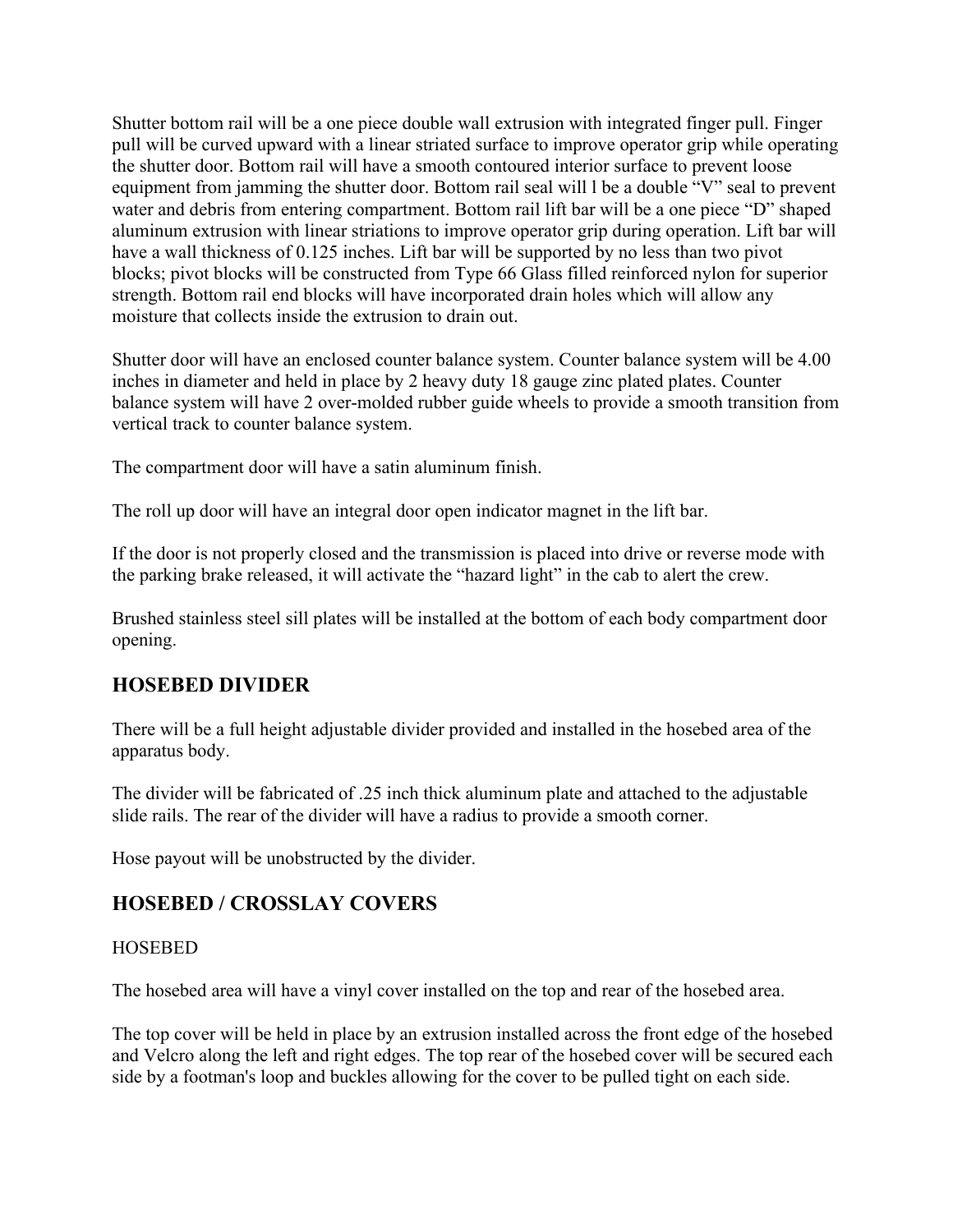Shutter bottom rail will be a one piece double wall extrusion with integrated finger pull. Finger pull will be curved upward with a linear striated surface to improve operator grip while operating the shutter door. Bottom rail will have a smooth contoured interior surface to prevent loose equipment from jamming the shutter door. Bottom rail seal will l be a double "V" seal to prevent water and debris from entering compartment. Bottom rail lift bar will be a one piece "D" shaped aluminum extrusion with linear striations to improve operator grip during operation. Lift bar will have a wall thickness of 0.125 inches. Lift bar will be supported by no less than two pivot blocks; pivot blocks will be constructed from Type 66 Glass filled reinforced nylon for superior strength. Bottom rail end blocks will have incorporated drain holes which will allow any moisture that collects inside the extrusion to drain out.

Shutter door will have an enclosed counter balance system. Counter balance system will be 4.00 inches in diameter and held in place by 2 heavy duty 18 gauge zinc plated plates. Counter balance system will have 2 over-molded rubber guide wheels to provide a smooth transition from vertical track to counter balance system.

The compartment door will have a satin aluminum finish.

The roll up door will have an integral door open indicator magnet in the lift bar.

If the door is not properly closed and the transmission is placed into drive or reverse mode with the parking brake released, it will activate the "hazard light" in the cab to alert the crew.

Brushed stainless steel sill plates will be installed at the bottom of each body compartment door opening.

## HOSEBED DIVIDER

There will be a full height adjustable divider provided and installed in the hosebed area of the apparatus body.

The divider will be fabricated of .25 inch thick aluminum plate and attached to the adjustable slide rails. The rear of the divider will have a radius to provide a smooth corner.

Hose payout will be unobstructed by the divider.

## HOSEBED / CROSSLAY COVERS

HOSEBED

The hosebed area will have a vinyl cover installed on the top and rear of the hosebed area.

The top cover will be held in place by an extrusion installed across the front edge of the hosebed and Velcro along the left and right edges. The top rear of the hosebed cover will be secured each side by a footman's loop and buckles allowing for the cover to be pulled tight on each side.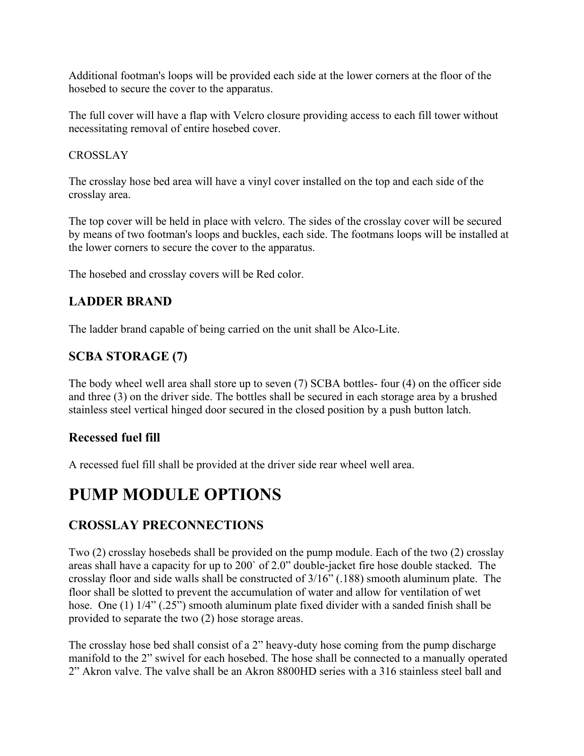Additional footman's loops will be provided each side at the lower corners at the floor of the hosebed to secure the cover to the apparatus.

The full cover will have a flap with Velcro closure providing access to each fill tower without necessitating removal of entire hosebed cover.

CROSSLAY

The crosslay hose bed area will have a vinyl cover installed on the top and each side of the crosslay area.

The top cover will be held in place with velcro. The sides of the crosslay cover will be secured by means of two footman's loops and buckles, each side. The footmans loops will be installed at the lower corners to secure the cover to the apparatus.

The hosebed and crosslay covers will be Red color.

### LADDER BRAND

The ladder brand capable of being carried on the unit shall be Alco-Lite.

### SCBA STORAGE (7)

The body wheel well area shall store up to seven (7) SCBA bottles- four (4) on the officer side and three (3) on the driver side. The bottles shall be secured in each storage area by a brushed stainless steel vertical hinged door secured in the closed position by a push button latch.

### Recessed fuel fill

A recessed fuel fill shall be provided at the driver side rear wheel well area.

# PUMP MODULE OPTIONS

### CROSSLAY PRECONNECTIONS

Two (2) crosslay hosebeds shall be provided on the pump module. Each of the two (2) crosslay areas shall have a capacity for up to 200` of 2.0" double-jacket fire hose double stacked. The crosslay floor and side walls shall be constructed of 3/16" (.188) smooth aluminum plate. The floor shall be slotted to prevent the accumulation of water and allow for ventilation of wet hose. One (1) 1/4" (.25") smooth aluminum plate fixed divider with a sanded finish shall be provided to separate the two (2) hose storage areas.

The crosslay hose bed shall consist of a 2" heavy-duty hose coming from the pump discharge manifold to the 2" swivel for each hosebed. The hose shall be connected to a manually operated 2" Akron valve. The valve shall be an Akron 8800HD series with a 316 stainless steel ball and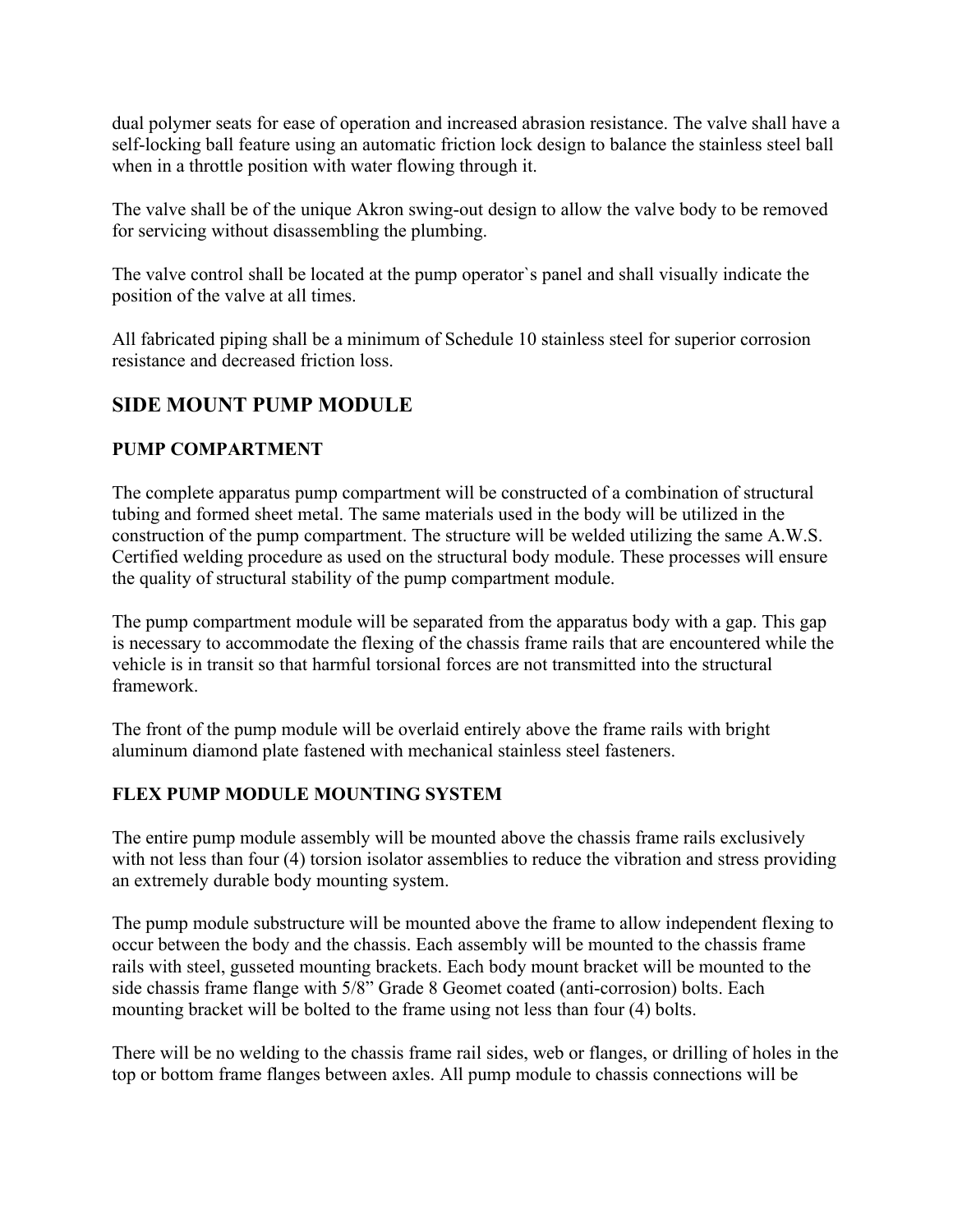dual polymer seats for ease of operation and increased abrasion resistance. The valve shall have a self-locking ball feature using an automatic friction lock design to balance the stainless steel ball when in a throttle position with water flowing through it.

The valve shall be of the unique Akron swing-out design to allow the valve body to be removed for servicing without disassembling the plumbing.

The valve control shall be located at the pump operator`s panel and shall visually indicate the position of the valve at all times.

All fabricated piping shall be a minimum of Schedule 10 stainless steel for superior corrosion resistance and decreased friction loss.

## SIDE MOUNT PUMP MODULE

### PUMP COMPARTMENT

The complete apparatus pump compartment will be constructed of a combination of structural tubing and formed sheet metal. The same materials used in the body will be utilized in the construction of the pump compartment. The structure will be welded utilizing the same A.W.S. Certified welding procedure as used on the structural body module. These processes will ensure the quality of structural stability of the pump compartment module.

The pump compartment module will be separated from the apparatus body with a gap. This gap is necessary to accommodate the flexing of the chassis frame rails that are encountered while the vehicle is in transit so that harmful torsional forces are not transmitted into the structural framework.

The front of the pump module will be overlaid entirely above the frame rails with bright aluminum diamond plate fastened with mechanical stainless steel fasteners.

### FLEX PUMP MODULE MOUNTING SYSTEM

The entire pump module assembly will be mounted above the chassis frame rails exclusively with not less than four (4) torsion isolator assemblies to reduce the vibration and stress providing an extremely durable body mounting system.

The pump module substructure will be mounted above the frame to allow independent flexing to occur between the body and the chassis. Each assembly will be mounted to the chassis frame rails with steel, gusseted mounting brackets. Each body mount bracket will be mounted to the side chassis frame flange with 5/8" Grade 8 Geomet coated (anti-corrosion) bolts. Each mounting bracket will be bolted to the frame using not less than four (4) bolts.

There will be no welding to the chassis frame rail sides, web or flanges, or drilling of holes in the top or bottom frame flanges between axles. All pump module to chassis connections will be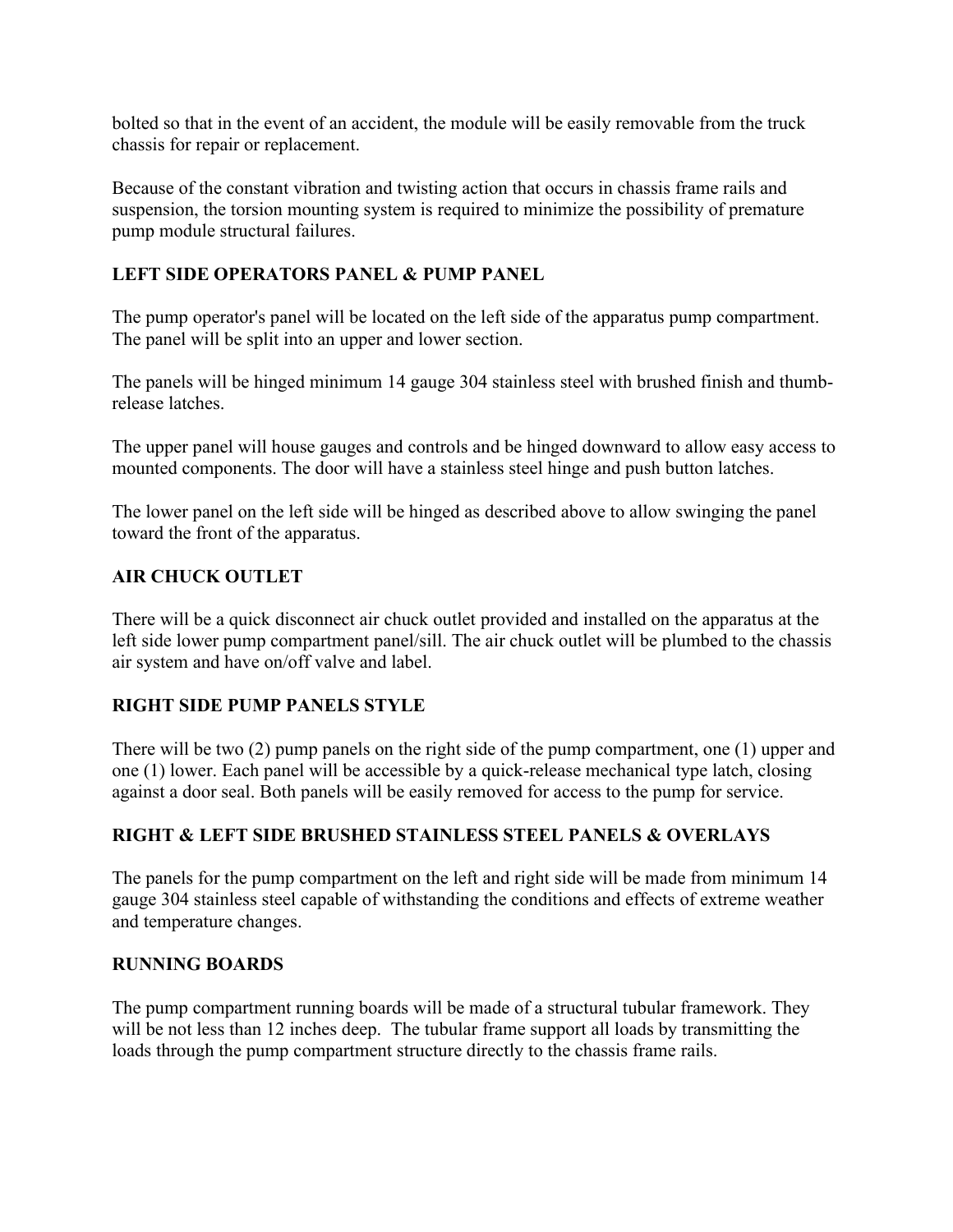bolted so that in the event of an accident, the module will be easily removable from the truck chassis for repair or replacement.

Because of the constant vibration and twisting action that occurs in chassis frame rails and suspension, the torsion mounting system is required to minimize the possibility of premature pump module structural failures.

**LEFT SIDE OPERATORS PANEL & PUMP PANEL**

The pump operator's panel will be located on the left side of the apparatus pump compartment. The panel will be split into an upper and lower section.

The panels will be hinged minimum 14 gauge 304 stainless steel with brushed finish and thumb-release latches.

The upper panel will house gauges and controls and be hinged downward to allow easy access to mounted components. The door will have a stainless steel hinge and push button latches.

The lower panel on the left side will be hinged as described above to allow swinging the panel toward the front of the apparatus.

**AIR CHUCK OUTLET**

There will be a quick disconnect air chuck outlet provided and installed on the apparatus at the left side lower pump compartment panel/sill. The air chuck outlet will be plumbed to the chassis air system and have on/off valve and label.

**RIGHT SIDE PUMP PANELS STYLE**

There will be two (2) pump panels on the right side of the pump compartment, one (1) upper and one (1) lower. Each panel will be accessible by a quick-release mechanical type latch, closing against a door seal. Both panels will be easily removed for access to the pump for service.

**RIGHT & LEFT SIDE BRUSHED STAINLESS STEEL PANELS & OVERLAYS**

The panels for the pump compartment on the left and right side will be made from minimum 14 gauge 304 stainless steel capable of withstanding the conditions and effects of extreme weather and temperature changes.

**RUNNING BOARDS**

The pump compartment running boards will be made of a structural tubular framework. They will be not less than 12 inches deep. The tubular frame support all loads by transmitting the loads through the pump compartment structure directly to the chassis frame rails.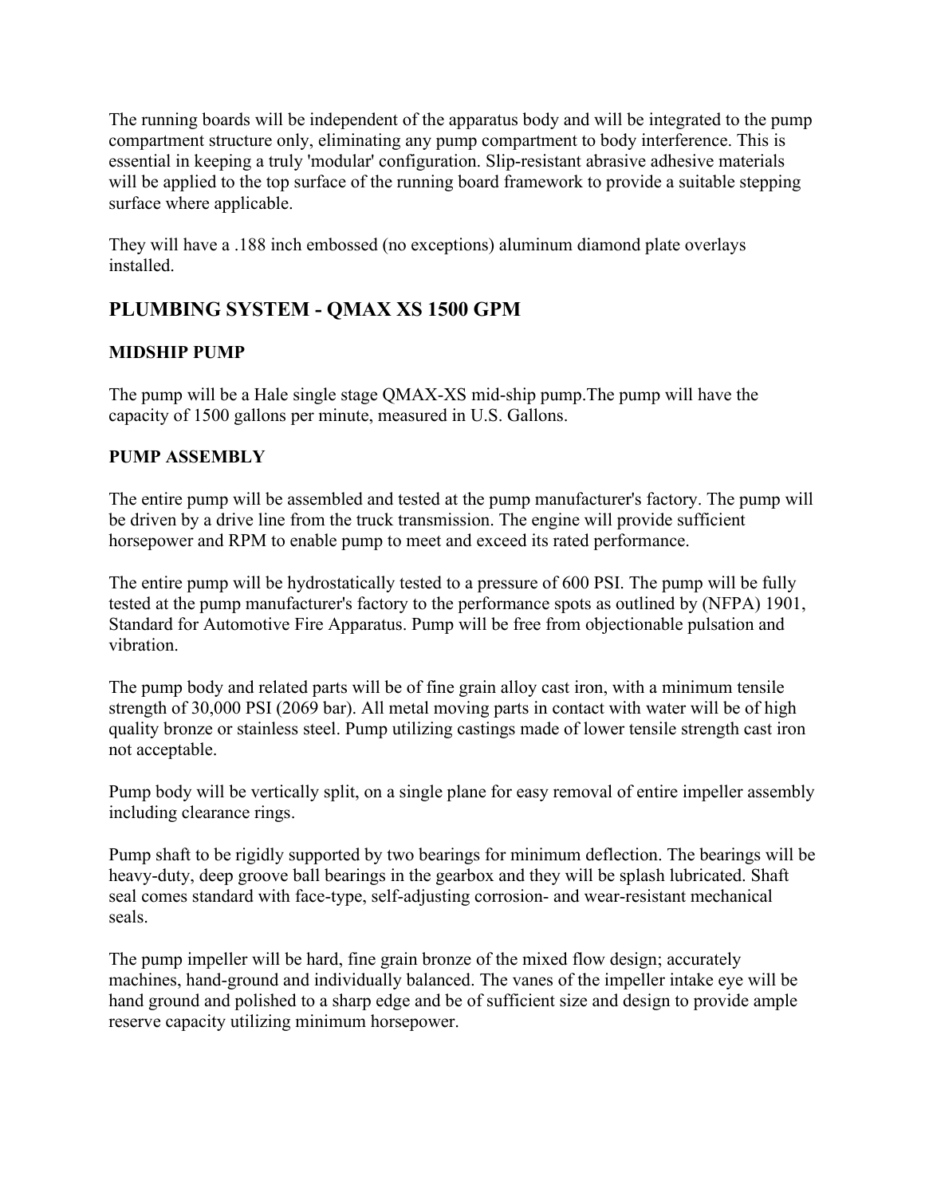The running boards will be independent of the apparatus body and will be integrated to the pump compartment structure only, eliminating any pump compartment to body interference. This is essential in keeping a truly 'modular' configuration. Slip-resistant abrasive adhesive materials will be applied to the top surface of the running board framework to provide a suitable stepping surface where applicable.

They will have a .188 inch embossed (no exceptions) aluminum diamond plate overlays installed.

## PLUMBING SYSTEM - QMAX XS 1500 GPM

### MIDSHIP PUMP

The pump will be a Hale single stage QMAX-XS mid-ship pump.The pump will have the capacity of 1500 gallons per minute, measured in U.S. Gallons.

### PUMP ASSEMBLY

The entire pump will be assembled and tested at the pump manufacturer's factory. The pump will be driven by a drive line from the truck transmission. The engine will provide sufficient horsepower and RPM to enable pump to meet and exceed its rated performance.

The entire pump will be hydrostatically tested to a pressure of 600 PSI. The pump will be fully tested at the pump manufacturer's factory to the performance spots as outlined by (NFPA) 1901, Standard for Automotive Fire Apparatus. Pump will be free from objectionable pulsation and vibration.

The pump body and related parts will be of fine grain alloy cast iron, with a minimum tensile strength of 30,000 PSI (2069 bar). All metal moving parts in contact with water will be of high quality bronze or stainless steel. Pump utilizing castings made of lower tensile strength cast iron not acceptable.

Pump body will be vertically split, on a single plane for easy removal of entire impeller assembly including clearance rings.

Pump shaft to be rigidly supported by two bearings for minimum deflection. The bearings will be heavy-duty, deep groove ball bearings in the gearbox and they will be splash lubricated. Shaft seal comes standard with face-type, self-adjusting corrosion- and wear-resistant mechanical seals.

The pump impeller will be hard, fine grain bronze of the mixed flow design; accurately machines, hand-ground and individually balanced. The vanes of the impeller intake eye will be hand ground and polished to a sharp edge and be of sufficient size and design to provide ample reserve capacity utilizing minimum horsepower.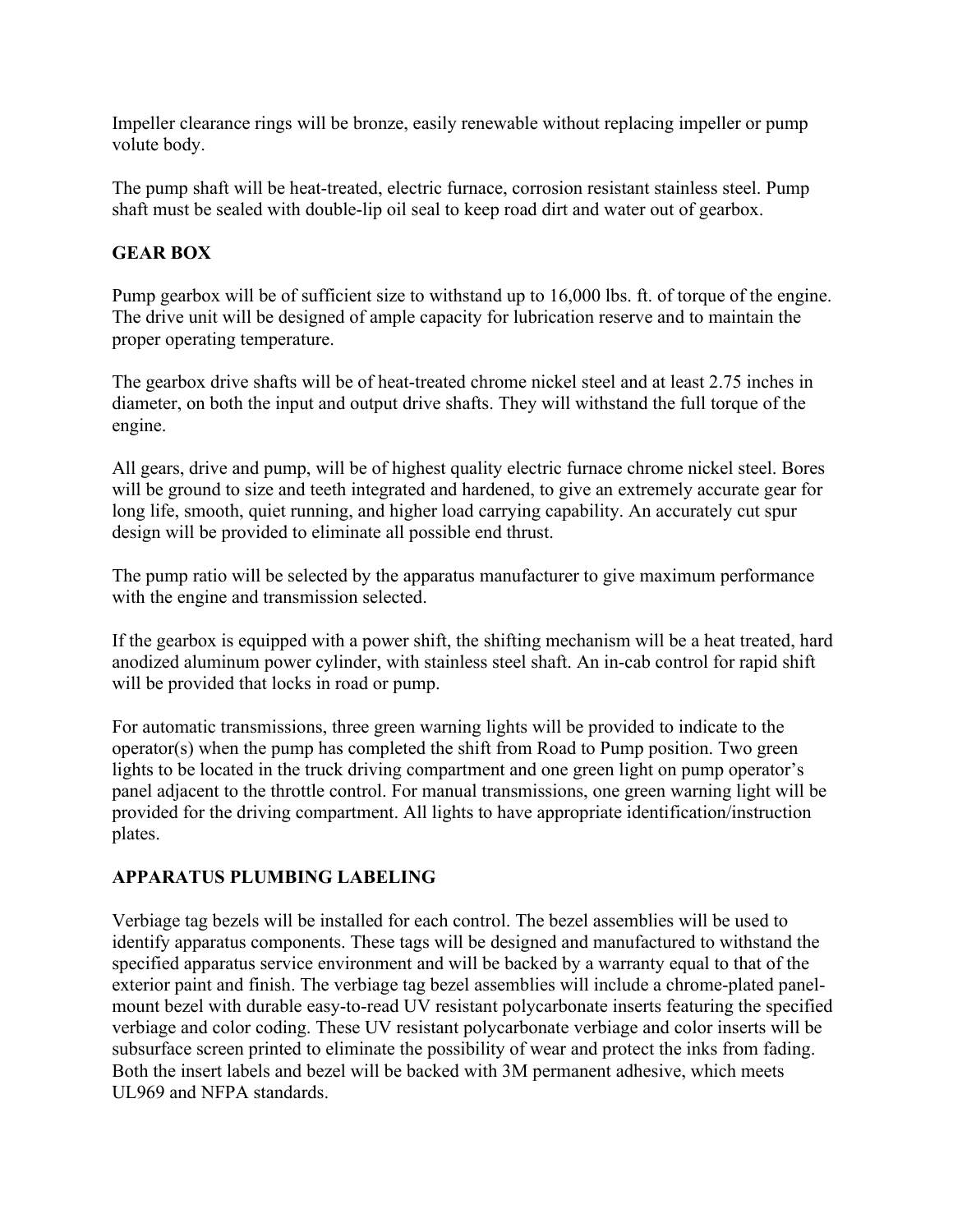Impeller clearance rings will be bronze, easily renewable without replacing impeller or pump volute body.

The pump shaft will be heat-treated, electric furnace, corrosion resistant stainless steel. Pump shaft must be sealed with double-lip oil seal to keep road dirt and water out of gearbox.

## GEAR BOX

Pump gearbox will be of sufficient size to withstand up to 16,000 lbs. ft. of torque of the engine. The drive unit will be designed of ample capacity for lubrication reserve and to maintain the proper operating temperature.

The gearbox drive shafts will be of heat-treated chrome nickel steel and at least 2.75 inches in diameter, on both the input and output drive shafts. They will withstand the full torque of the engine.

All gears, drive and pump, will be of highest quality electric furnace chrome nickel steel. Bores will be ground to size and teeth integrated and hardened, to give an extremely accurate gear for long life, smooth, quiet running, and higher load carrying capability. An accurately cut spur design will be provided to eliminate all possible end thrust.

The pump ratio will be selected by the apparatus manufacturer to give maximum performance with the engine and transmission selected.

If the gearbox is equipped with a power shift, the shifting mechanism will be a heat treated, hard anodized aluminum power cylinder, with stainless steel shaft. An in-cab control for rapid shift will be provided that locks in road or pump.

For automatic transmissions, three green warning lights will be provided to indicate to the operator(s) when the pump has completed the shift from Road to Pump position. Two green lights to be located in the truck driving compartment and one green light on pump operator's panel adjacent to the throttle control. For manual transmissions, one green warning light will be provided for the driving compartment. All lights to have appropriate identification/instruction plates.

## APPARATUS PLUMBING LABELING

Verbiage tag bezels will be installed for each control. The bezel assemblies will be used to identify apparatus components. These tags will be designed and manufactured to withstand the specified apparatus service environment and will be backed by a warranty equal to that of the exterior paint and finish. The verbiage tag bezel assemblies will include a chrome-plated panel-mount bezel with durable easy-to-read UV resistant polycarbonate inserts featuring the specified verbiage and color coding. These UV resistant polycarbonate verbiage and color inserts will be subsurface screen printed to eliminate the possibility of wear and protect the inks from fading. Both the insert labels and bezel will be backed with 3M permanent adhesive, which meets UL969 and NFPA standards.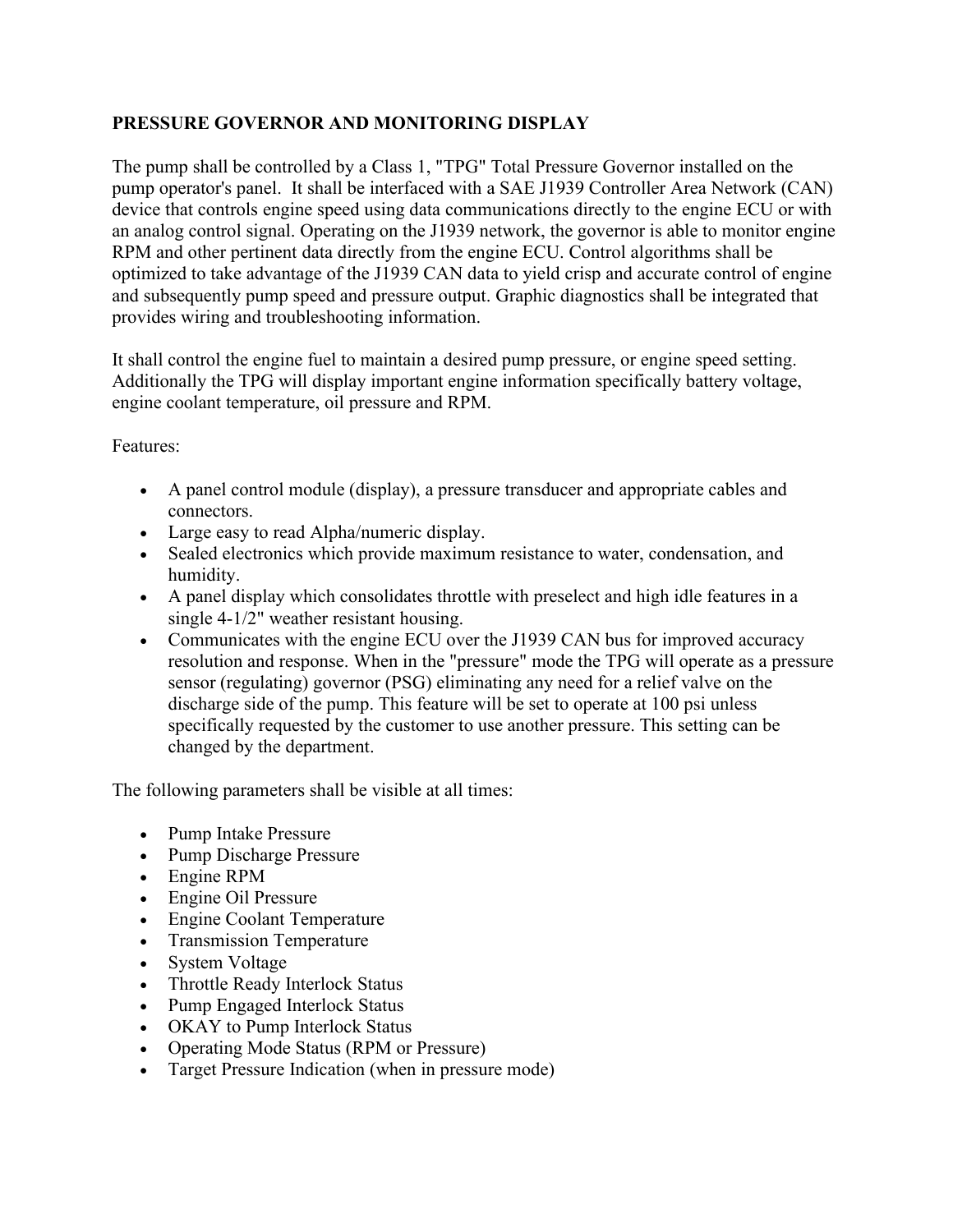## PRESSURE GOVERNOR AND MONITORING DISPLAY

The pump shall be controlled by a Class 1, "TPG" Total Pressure Governor installed on the pump operator's panel. It shall be interfaced with a SAE J1939 Controller Area Network (CAN) device that controls engine speed using data communications directly to the engine ECU or with an analog control signal. Operating on the J1939 network, the governor is able to monitor engine RPM and other pertinent data directly from the engine ECU. Control algorithms shall be optimized to take advantage of the J1939 CAN data to yield crisp and accurate control of engine and subsequently pump speed and pressure output. Graphic diagnostics shall be integrated that provides wiring and troubleshooting information.

It shall control the engine fuel to maintain a desired pump pressure, or engine speed setting. Additionally the TPG will display important engine information specifically battery voltage, engine coolant temperature, oil pressure and RPM.

Features:

- A panel control module (display), a pressure transducer and appropriate cables and connectors.
- Large easy to read Alpha/numeric display.
- Sealed electronics which provide maximum resistance to water, condensation, and humidity.
- A panel display which consolidates throttle with preselect and high idle features in a single 4-1/2" weather resistant housing.
- Communicates with the engine ECU over the J1939 CAN bus for improved accuracy resolution and response. When in the "pressure" mode the TPG will operate as a pressure sensor (regulating) governor (PSG) eliminating any need for a relief valve on the discharge side of the pump. This feature will be set to operate at 100 psi unless specifically requested by the customer to use another pressure. This setting can be changed by the department.

The following parameters shall be visible at all times:

- Pump Intake Pressure
- Pump Discharge Pressure
- Engine RPM
- Engine Oil Pressure
- Engine Coolant Temperature
- Transmission Temperature
- System Voltage
- Throttle Ready Interlock Status
- Pump Engaged Interlock Status
- OKAY to Pump Interlock Status
- Operating Mode Status (RPM or Pressure)
- Target Pressure Indication (when in pressure mode)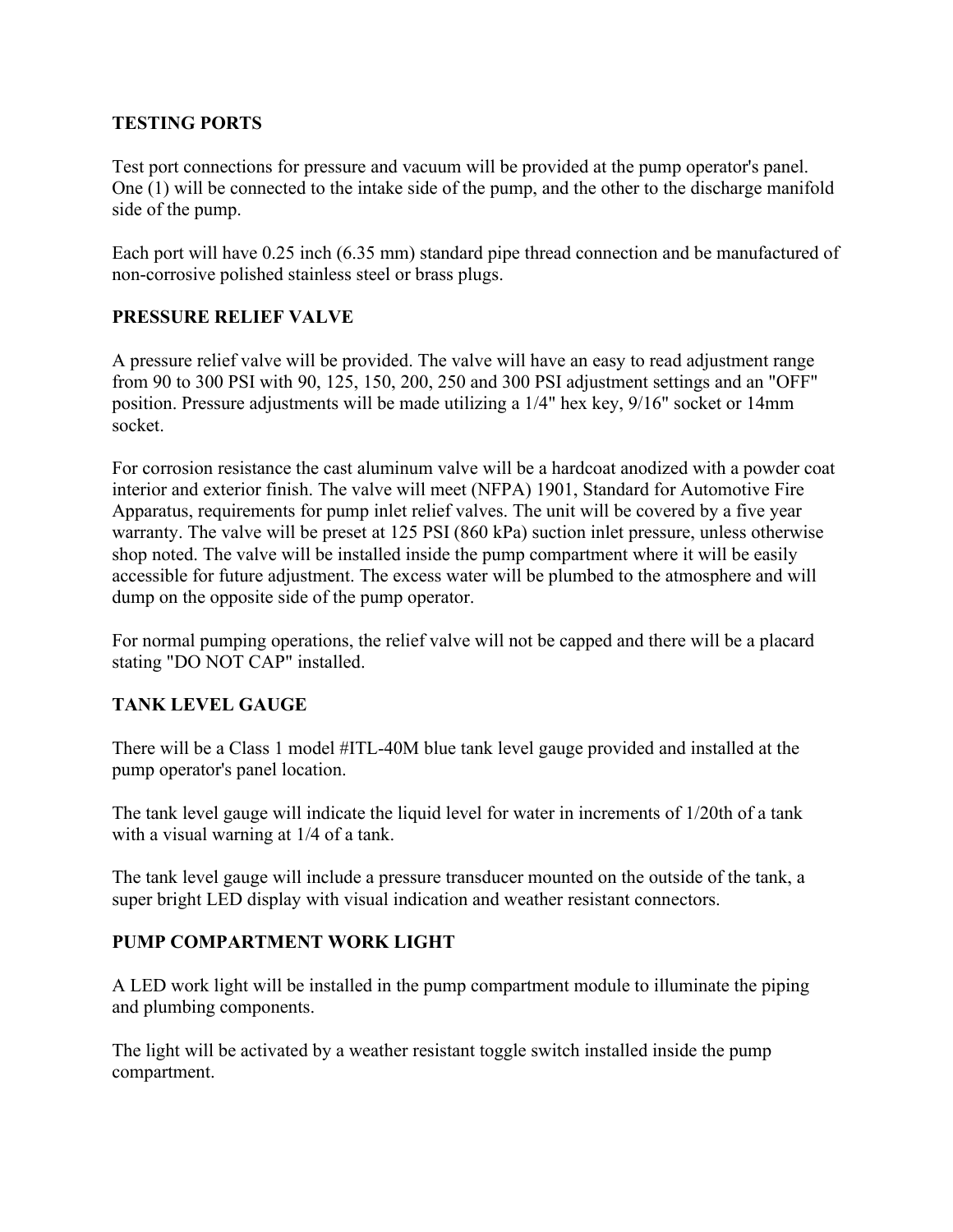**TESTING PORTS**

Test port connections for pressure and vacuum will be provided at the pump operator's panel. One (1) will be connected to the intake side of the pump, and the other to the discharge manifold side of the pump.

Each port will have 0.25 inch (6.35 mm) standard pipe thread connection and be manufactured of non-corrosive polished stainless steel or brass plugs.

**PRESSURE RELIEF VALVE**

A pressure relief valve will be provided. The valve will have an easy to read adjustment range from 90 to 300 PSI with 90, 125, 150, 200, 250 and 300 PSI adjustment settings and an "OFF" position. Pressure adjustments will be made utilizing a 1/4" hex key, 9/16" socket or 14mm socket.

For corrosion resistance the cast aluminum valve will be a hardcoat anodized with a powder coat interior and exterior finish. The valve will meet (NFPA) 1901, Standard for Automotive Fire Apparatus, requirements for pump inlet relief valves. The unit will be covered by a five year warranty. The valve will be preset at 125 PSI (860 kPa) suction inlet pressure, unless otherwise shop noted. The valve will be installed inside the pump compartment where it will be easily accessible for future adjustment. The excess water will be plumbed to the atmosphere and will dump on the opposite side of the pump operator.

For normal pumping operations, the relief valve will not be capped and there will be a placard stating "DO NOT CAP" installed.

**TANK LEVEL GAUGE**

There will be a Class 1 model #ITL-40M blue tank level gauge provided and installed at the pump operator's panel location.

The tank level gauge will indicate the liquid level for water in increments of 1/20th of a tank with a visual warning at 1/4 of a tank.

The tank level gauge will include a pressure transducer mounted on the outside of the tank, a super bright LED display with visual indication and weather resistant connectors.

**PUMP COMPARTMENT WORK LIGHT**

A LED work light will be installed in the pump compartment module to illuminate the piping and plumbing components.

The light will be activated by a weather resistant toggle switch installed inside the pump compartment.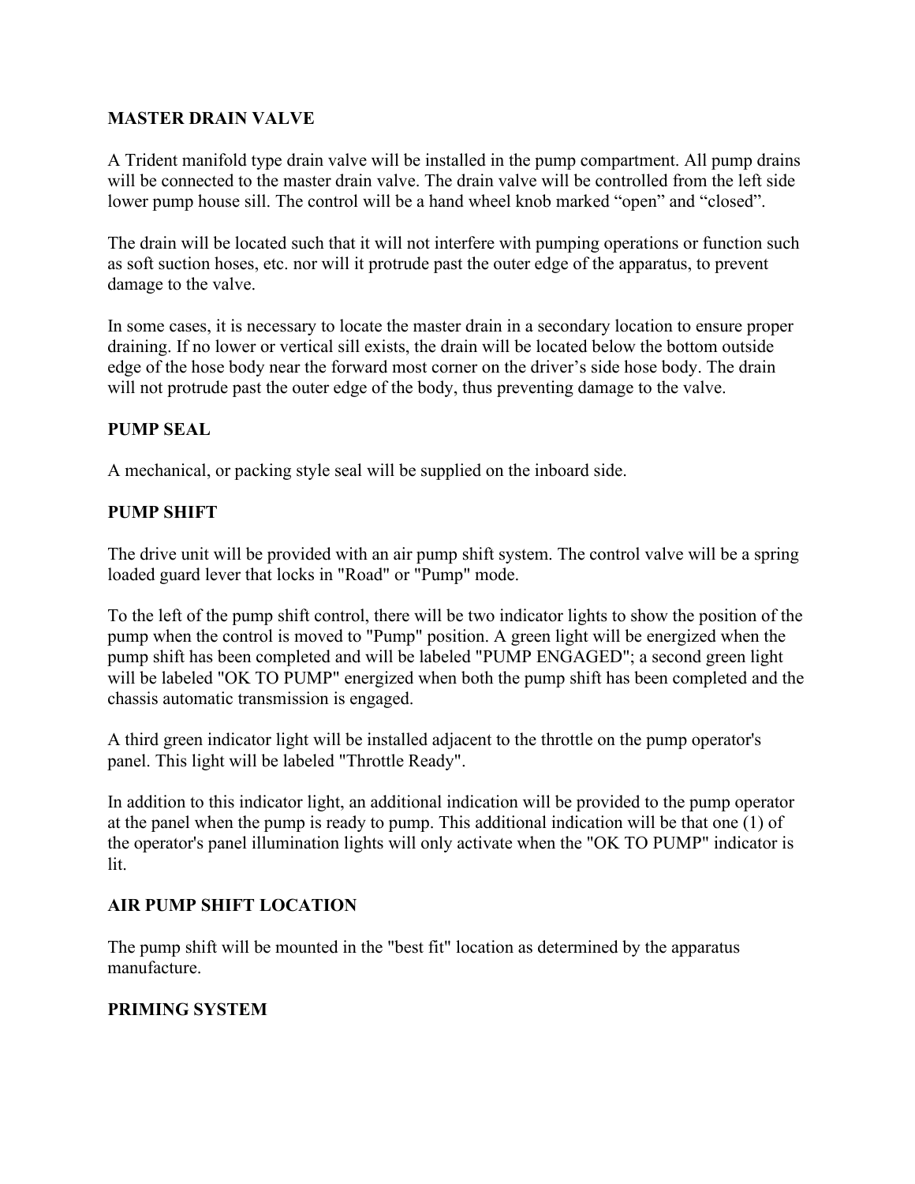**MASTER DRAIN VALVE**

A Trident manifold type drain valve will be installed in the pump compartment. All pump drains will be connected to the master drain valve. The drain valve will be controlled from the left side lower pump house sill. The control will be a hand wheel knob marked “open” and “closed”.

The drain will be located such that it will not interfere with pumping operations or function such as soft suction hoses, etc. nor will it protrude past the outer edge of the apparatus, to prevent damage to the valve.

In some cases, it is necessary to locate the master drain in a secondary location to ensure proper draining. If no lower or vertical sill exists, the drain will be located below the bottom outside edge of the hose body near the forward most corner on the driver’s side hose body. The drain will not protrude past the outer edge of the body, thus preventing damage to the valve.

**PUMP SEAL**

A mechanical, or packing style seal will be supplied on the inboard side.

**PUMP SHIFT**

The drive unit will be provided with an air pump shift system. The control valve will be a spring loaded guard lever that locks in "Road" or "Pump" mode.

To the left of the pump shift control, there will be two indicator lights to show the position of the pump when the control is moved to "Pump" position. A green light will be energized when the pump shift has been completed and will be labeled "PUMP ENGAGED"; a second green light will be labeled "OK TO PUMP" energized when both the pump shift has been completed and the chassis automatic transmission is engaged.

A third green indicator light will be installed adjacent to the throttle on the pump operator's panel. This light will be labeled "Throttle Ready".

In addition to this indicator light, an additional indication will be provided to the pump operator at the panel when the pump is ready to pump. This additional indication will be that one (1) of the operator's panel illumination lights will only activate when the "OK TO PUMP" indicator is lit.

**AIR PUMP SHIFT LOCATION**

The pump shift will be mounted in the "best fit" location as determined by the apparatus manufacture.

**PRIMING SYSTEM**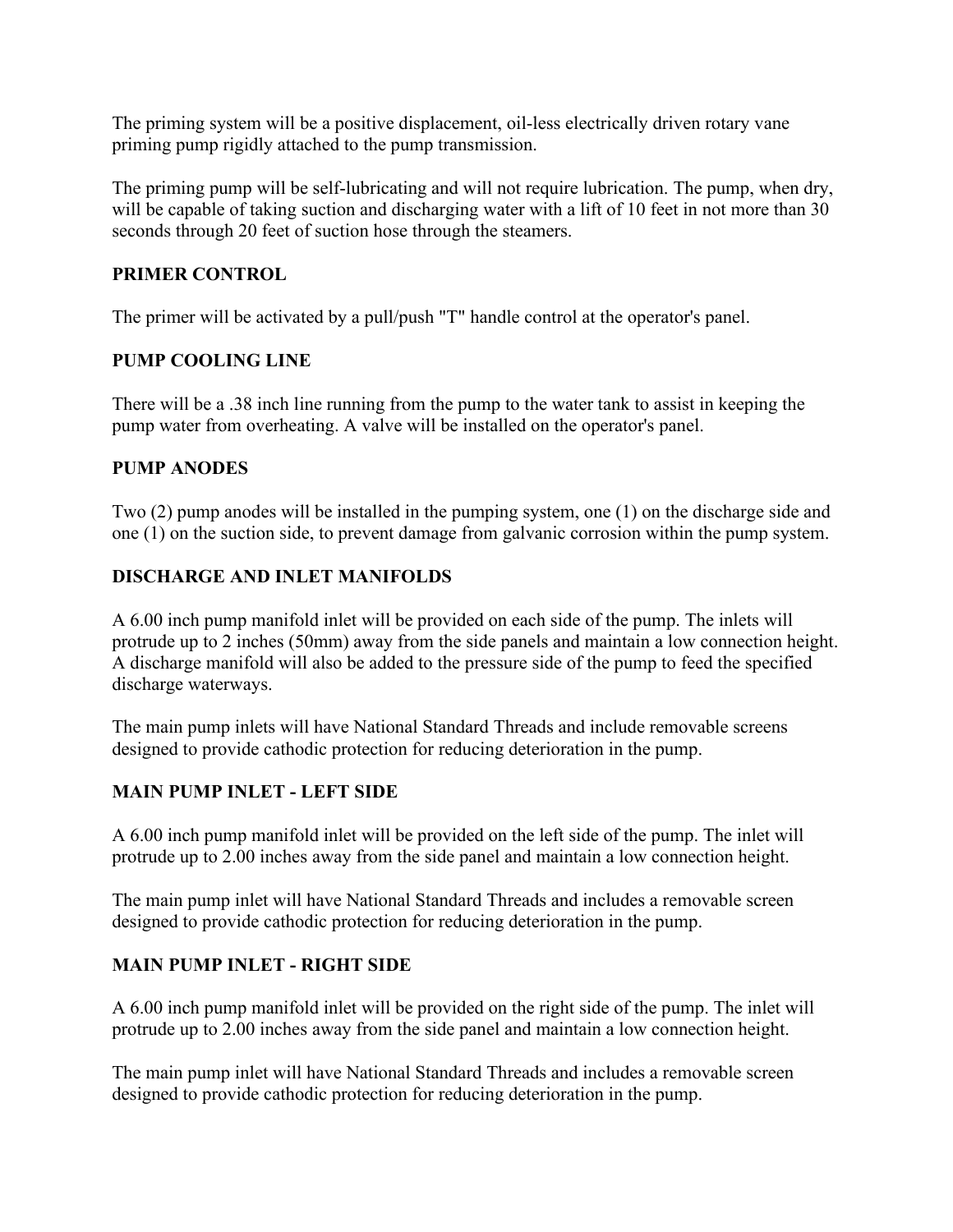The priming system will be a positive displacement, oil-less electrically driven rotary vane priming pump rigidly attached to the pump transmission.

The priming pump will be self-lubricating and will not require lubrication. The pump, when dry, will be capable of taking suction and discharging water with a lift of 10 feet in not more than 30 seconds through 20 feet of suction hose through the steamers.

**PRIMER CONTROL**

The primer will be activated by a pull/push "T" handle control at the operator's panel.

**PUMP COOLING LINE**

There will be a .38 inch line running from the pump to the water tank to assist in keeping the pump water from overheating. A valve will be installed on the operator's panel.

**PUMP ANODES**

Two (2) pump anodes will be installed in the pumping system, one (1) on the discharge side and one (1) on the suction side, to prevent damage from galvanic corrosion within the pump system.

**DISCHARGE AND INLET MANIFOLDS**

A 6.00 inch pump manifold inlet will be provided on each side of the pump. The inlets will protrude up to 2 inches (50mm) away from the side panels and maintain a low connection height. A discharge manifold will also be added to the pressure side of the pump to feed the specified discharge waterways.

The main pump inlets will have National Standard Threads and include removable screens designed to provide cathodic protection for reducing deterioration in the pump.

**MAIN PUMP INLET - LEFT SIDE**

A 6.00 inch pump manifold inlet will be provided on the left side of the pump. The inlet will protrude up to 2.00 inches away from the side panel and maintain a low connection height.

The main pump inlet will have National Standard Threads and includes a removable screen designed to provide cathodic protection for reducing deterioration in the pump.

**MAIN PUMP INLET - RIGHT SIDE**

A 6.00 inch pump manifold inlet will be provided on the right side of the pump. The inlet will protrude up to 2.00 inches away from the side panel and maintain a low connection height.

The main pump inlet will have National Standard Threads and includes a removable screen designed to provide cathodic protection for reducing deterioration in the pump.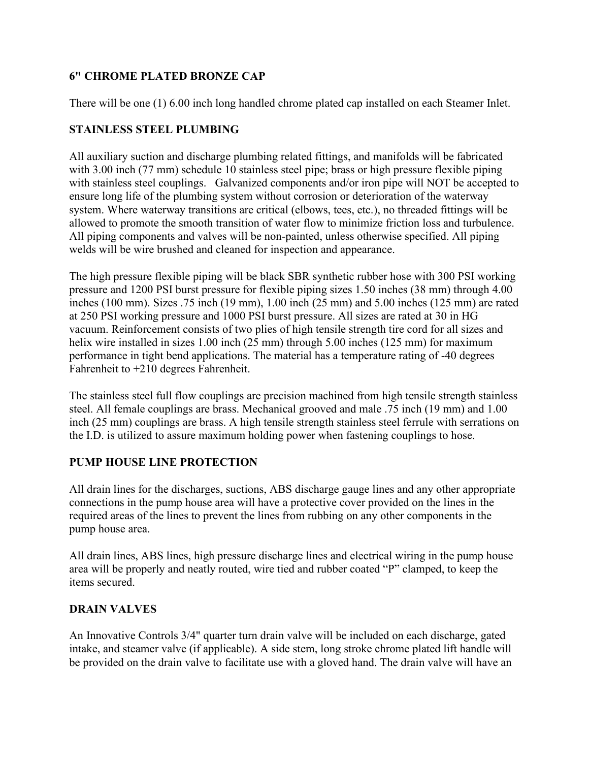**6" CHROME PLATED BRONZE CAP**

There will be one (1) 6.00 inch long handled chrome plated cap installed on each Steamer Inlet.

**STAINLESS STEEL PLUMBING**

All auxiliary suction and discharge plumbing related fittings, and manifolds will be fabricated with 3.00 inch (77 mm) schedule 10 stainless steel pipe; brass or high pressure flexible piping with stainless steel couplings. Galvanized components and/or iron pipe will NOT be accepted to ensure long life of the plumbing system without corrosion or deterioration of the waterway system. Where waterway transitions are critical (elbows, tees, etc.), no threaded fittings will be allowed to promote the smooth transition of water flow to minimize friction loss and turbulence. All piping components and valves will be non-painted, unless otherwise specified. All piping welds will be wire brushed and cleaned for inspection and appearance.

The high pressure flexible piping will be black SBR synthetic rubber hose with 300 PSI working pressure and 1200 PSI burst pressure for flexible piping sizes 1.50 inches (38 mm) through 4.00 inches (100 mm). Sizes .75 inch (19 mm), 1.00 inch (25 mm) and 5.00 inches (125 mm) are rated at 250 PSI working pressure and 1000 PSI burst pressure. All sizes are rated at 30 in HG vacuum. Reinforcement consists of two plies of high tensile strength tire cord for all sizes and helix wire installed in sizes 1.00 inch (25 mm) through 5.00 inches (125 mm) for maximum performance in tight bend applications. The material has a temperature rating of -40 degrees Fahrenheit to +210 degrees Fahrenheit.

The stainless steel full flow couplings are precision machined from high tensile strength stainless steel. All female couplings are brass. Mechanical grooved and male .75 inch (19 mm) and 1.00 inch (25 mm) couplings are brass. A high tensile strength stainless steel ferrule with serrations on the I.D. is utilized to assure maximum holding power when fastening couplings to hose.

**PUMP HOUSE LINE PROTECTION**

All drain lines for the discharges, suctions, ABS discharge gauge lines and any other appropriate connections in the pump house area will have a protective cover provided on the lines in the required areas of the lines to prevent the lines from rubbing on any other components in the pump house area.

All drain lines, ABS lines, high pressure discharge lines and electrical wiring in the pump house area will be properly and neatly routed, wire tied and rubber coated "P" clamped, to keep the items secured.

**DRAIN VALVES**

An Innovative Controls 3/4" quarter turn drain valve will be included on each discharge, gated intake, and steamer valve (if applicable). A side stem, long stroke chrome plated lift handle will be provided on the drain valve to facilitate use with a gloved hand. The drain valve will have an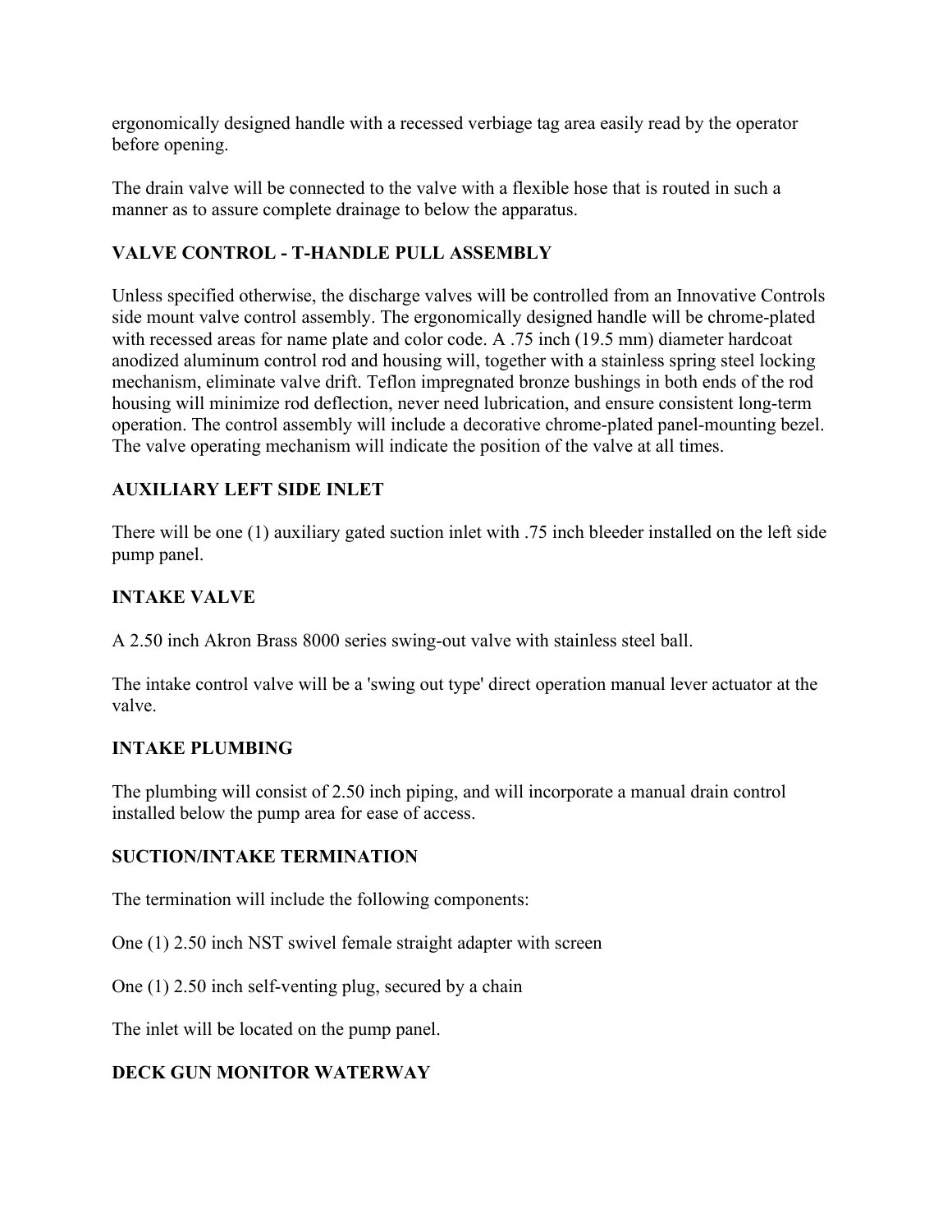ergonomically designed handle with a recessed verbiage tag area easily read by the operator before opening.

The drain valve will be connected to the valve with a flexible hose that is routed in such a manner as to assure complete drainage to below the apparatus.

### VALVE CONTROL - T-HANDLE PULL ASSEMBLY

Unless specified otherwise, the discharge valves will be controlled from an Innovative Controls side mount valve control assembly. The ergonomically designed handle will be chrome-plated with recessed areas for name plate and color code. A .75 inch (19.5 mm) diameter hardcoat anodized aluminum control rod and housing will, together with a stainless spring steel locking mechanism, eliminate valve drift. Teflon impregnated bronze bushings in both ends of the rod housing will minimize rod deflection, never need lubrication, and ensure consistent long-term operation. The control assembly will include a decorative chrome-plated panel-mounting bezel. The valve operating mechanism will indicate the position of the valve at all times.

### AUXILIARY LEFT SIDE INLET

There will be one (1) auxiliary gated suction inlet with .75 inch bleeder installed on the left side pump panel.

### INTAKE VALVE

A 2.50 inch Akron Brass 8000 series swing-out valve with stainless steel ball.

The intake control valve will be a 'swing out type' direct operation manual lever actuator at the valve.

### INTAKE PLUMBING

The plumbing will consist of 2.50 inch piping, and will incorporate a manual drain control installed below the pump area for ease of access.

### SUCTION/INTAKE TERMINATION

The termination will include the following components:

One (1) 2.50 inch NST swivel female straight adapter with screen

One (1) 2.50 inch self-venting plug, secured by a chain

The inlet will be located on the pump panel.

### DECK GUN MONITOR WATERWAY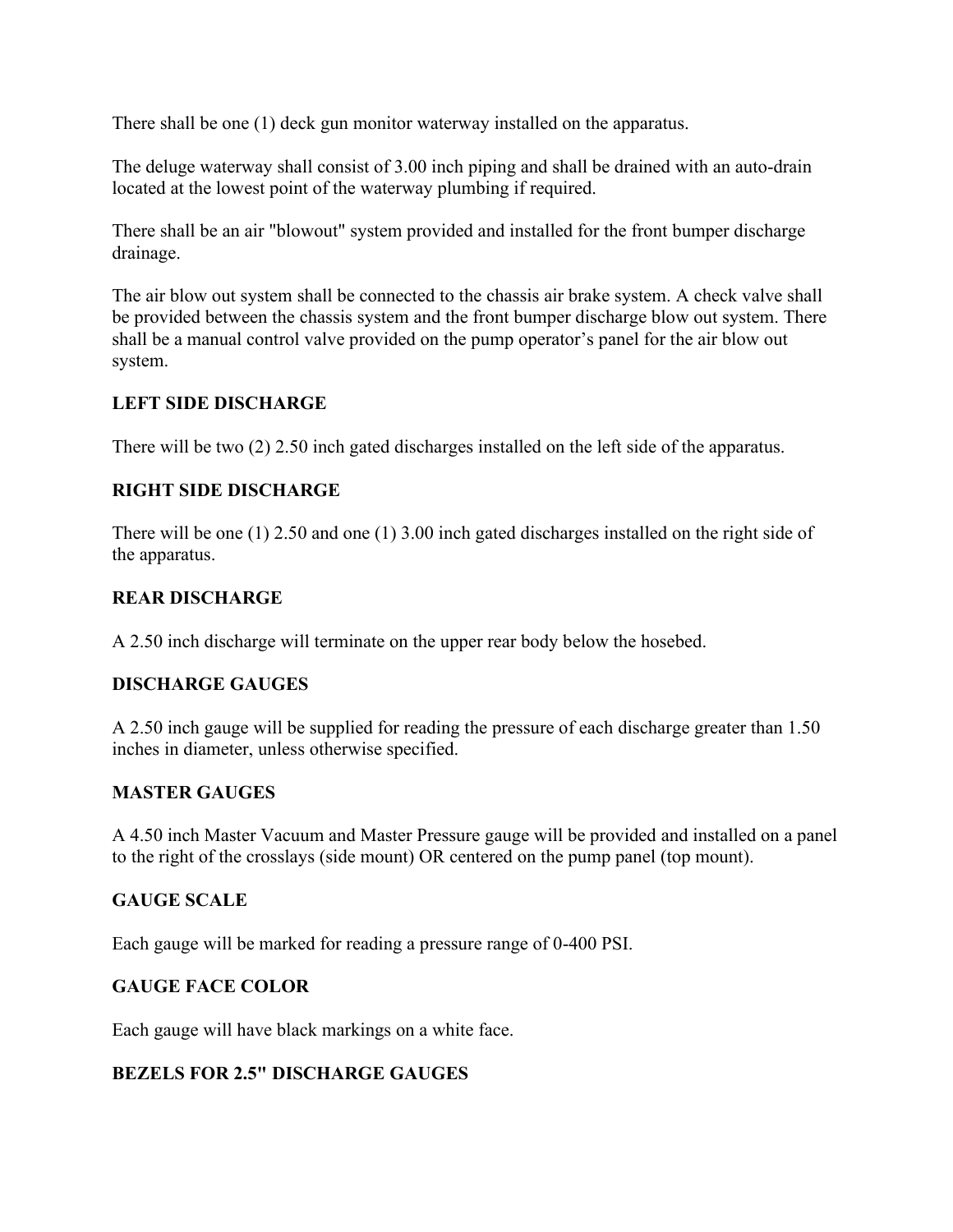There shall be one (1) deck gun monitor waterway installed on the apparatus.

The deluge waterway shall consist of 3.00 inch piping and shall be drained with an auto-drain located at the lowest point of the waterway plumbing if required.

There shall be an air "blowout" system provided and installed for the front bumper discharge drainage.

The air blow out system shall be connected to the chassis air brake system. A check valve shall be provided between the chassis system and the front bumper discharge blow out system. There shall be a manual control valve provided on the pump operator's panel for the air blow out system.

**LEFT SIDE DISCHARGE**

There will be two (2) 2.50 inch gated discharges installed on the left side of the apparatus.

**RIGHT SIDE DISCHARGE**

There will be one (1) 2.50 and one (1) 3.00 inch gated discharges installed on the right side of the apparatus.

**REAR DISCHARGE**

A 2.50 inch discharge will terminate on the upper rear body below the hosebed.

**DISCHARGE GAUGES**

A 2.50 inch gauge will be supplied for reading the pressure of each discharge greater than 1.50 inches in diameter, unless otherwise specified.

**MASTER GAUGES**

A 4.50 inch Master Vacuum and Master Pressure gauge will be provided and installed on a panel to the right of the crosslays (side mount) OR centered on the pump panel (top mount).

**GAUGE SCALE**

Each gauge will be marked for reading a pressure range of 0-400 PSI.

**GAUGE FACE COLOR**

Each gauge will have black markings on a white face.

**BEZELS FOR 2.5" DISCHARGE GAUGES**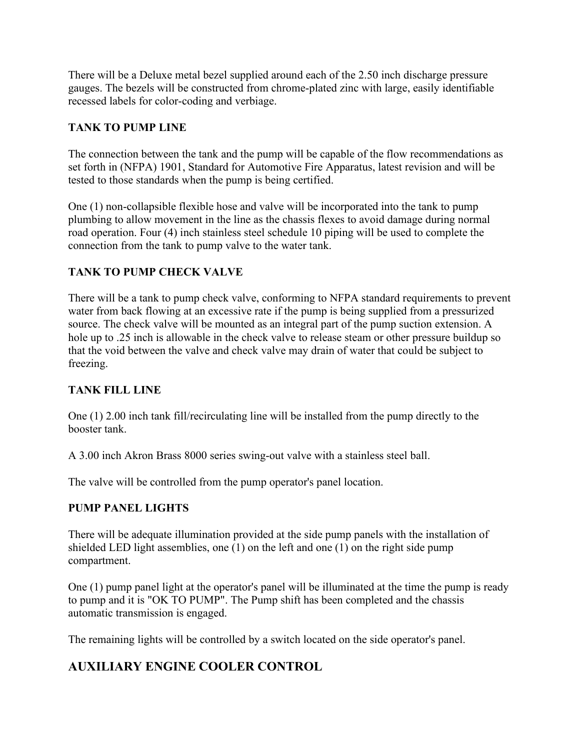There will be a Deluxe metal bezel supplied around each of the 2.50 inch discharge pressure gauges. The bezels will be constructed from chrome-plated zinc with large, easily identifiable recessed labels for color-coding and verbiage.

**TANK TO PUMP LINE**

The connection between the tank and the pump will be capable of the flow recommendations as set forth in (NFPA) 1901, Standard for Automotive Fire Apparatus, latest revision and will be tested to those standards when the pump is being certified.

One (1) non-collapsible flexible hose and valve will be incorporated into the tank to pump plumbing to allow movement in the line as the chassis flexes to avoid damage during normal road operation. Four (4) inch stainless steel schedule 10 piping will be used to complete the connection from the tank to pump valve to the water tank.

**TANK TO PUMP CHECK VALVE**

There will be a tank to pump check valve, conforming to NFPA standard requirements to prevent water from back flowing at an excessive rate if the pump is being supplied from a pressurized source. The check valve will be mounted as an integral part of the pump suction extension. A hole up to .25 inch is allowable in the check valve to release steam or other pressure buildup so that the void between the valve and check valve may drain of water that could be subject to freezing.

**TANK FILL LINE**

One (1) 2.00 inch tank fill/recirculating line will be installed from the pump directly to the booster tank.

A 3.00 inch Akron Brass 8000 series swing-out valve with a stainless steel ball.

The valve will be controlled from the pump operator's panel location.

**PUMP PANEL LIGHTS**

There will be adequate illumination provided at the side pump panels with the installation of shielded LED light assemblies, one (1) on the left and one (1) on the right side pump compartment.

One (1) pump panel light at the operator's panel will be illuminated at the time the pump is ready to pump and it is "OK TO PUMP". The Pump shift has been completed and the chassis automatic transmission is engaged.

The remaining lights will be controlled by a switch located on the side operator's panel.

## AUXILIARY ENGINE COOLER CONTROL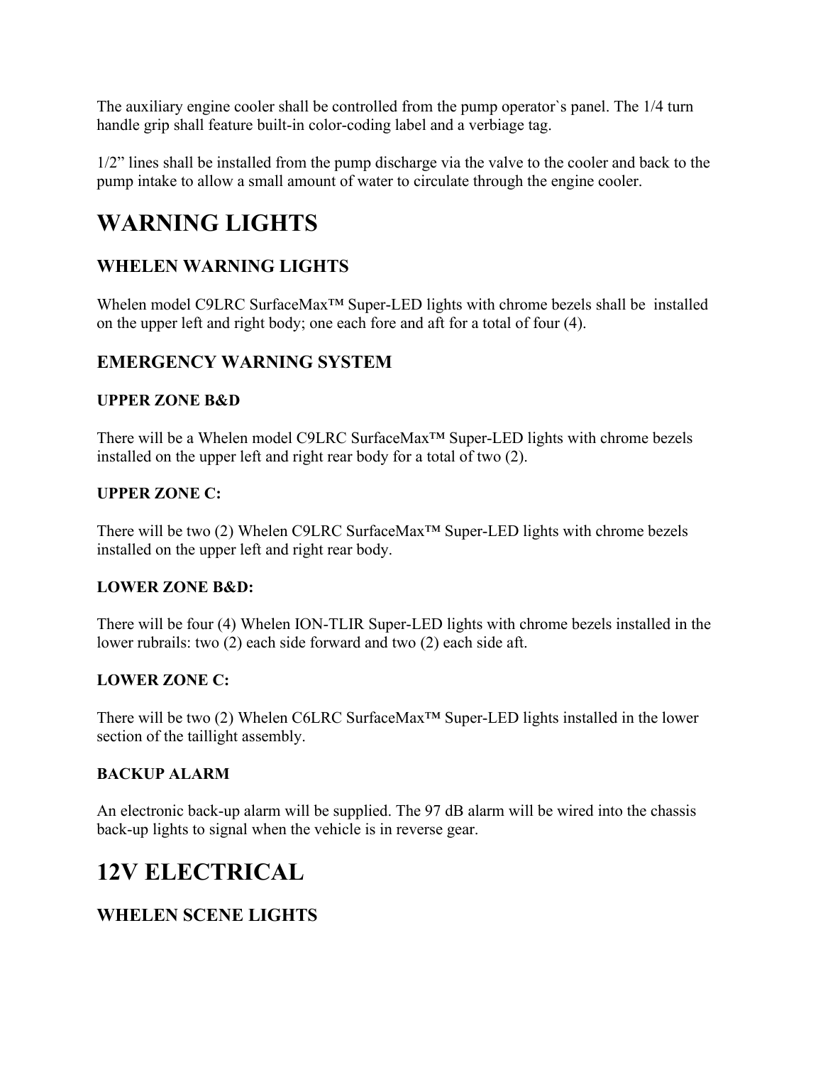The auxiliary engine cooler shall be controlled from the pump operator`s panel. The 1/4 turn handle grip shall feature built-in color-coding label and a verbiage tag.

1/2" lines shall be installed from the pump discharge via the valve to the cooler and back to the pump intake to allow a small amount of water to circulate through the engine cooler.

# WARNING LIGHTS

## WHELEN WARNING LIGHTS

Whelen model C9LRC SurfaceMax™ Super-LED lights with chrome bezels shall be installed on the upper left and right body; one each fore and aft for a total of four (4).

## EMERGENCY WARNING SYSTEM

### UPPER ZONE B&D

There will be a Whelen model C9LRC SurfaceMax™ Super-LED lights with chrome bezels installed on the upper left and right rear body for a total of two (2).

### UPPER ZONE C:

There will be two (2) Whelen C9LRC SurfaceMax™ Super-LED lights with chrome bezels installed on the upper left and right rear body.

### LOWER ZONE B&D:

There will be four (4) Whelen ION-TLIR Super-LED lights with chrome bezels installed in the lower rubrails: two (2) each side forward and two (2) each side aft.

### LOWER ZONE C:

There will be two (2) Whelen C6LRC SurfaceMax™ Super-LED lights installed in the lower section of the taillight assembly.

### BACKUP ALARM

An electronic back-up alarm will be supplied. The 97 dB alarm will be wired into the chassis back-up lights to signal when the vehicle is in reverse gear.

# 12V ELECTRICAL

## WHELEN SCENE LIGHTS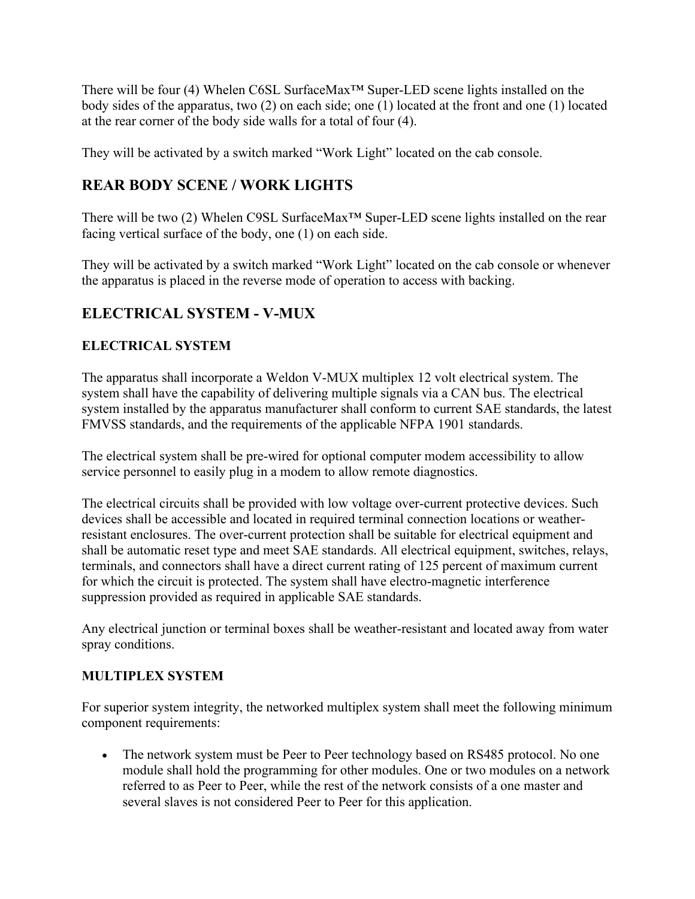There will be four (4) Whelen C6SL SurfaceMax™ Super-LED scene lights installed on the body sides of the apparatus, two (2) on each side; one (1) located at the front and one (1) located at the rear corner of the body side walls for a total of four (4).

They will be activated by a switch marked "Work Light" located on the cab console.

## REAR BODY SCENE / WORK LIGHTS

There will be two (2) Whelen C9SL SurfaceMax™ Super-LED scene lights installed on the rear facing vertical surface of the body, one (1) on each side.

They will be activated by a switch marked "Work Light" located on the cab console or whenever the apparatus is placed in the reverse mode of operation to access with backing.

## ELECTRICAL SYSTEM - V-MUX

### ELECTRICAL SYSTEM

The apparatus shall incorporate a Weldon V-MUX multiplex 12 volt electrical system. The system shall have the capability of delivering multiple signals via a CAN bus. The electrical system installed by the apparatus manufacturer shall conform to current SAE standards, the latest FMVSS standards, and the requirements of the applicable NFPA 1901 standards.

The electrical system shall be pre-wired for optional computer modem accessibility to allow service personnel to easily plug in a modem to allow remote diagnostics.

The electrical circuits shall be provided with low voltage over-current protective devices. Such devices shall be accessible and located in required terminal connection locations or weather-resistant enclosures. The over-current protection shall be suitable for electrical equipment and shall be automatic reset type and meet SAE standards. All electrical equipment, switches, relays, terminals, and connectors shall have a direct current rating of 125 percent of maximum current for which the circuit is protected. The system shall have electro-magnetic interference suppression provided as required in applicable SAE standards.

Any electrical junction or terminal boxes shall be weather-resistant and located away from water spray conditions.

### MULTIPLEX SYSTEM

For superior system integrity, the networked multiplex system shall meet the following minimum component requirements:

- The network system must be Peer to Peer technology based on RS485 protocol. No one module shall hold the programming for other modules. One or two modules on a network referred to as Peer to Peer, while the rest of the network consists of a one master and several slaves is not considered Peer to Peer for this application.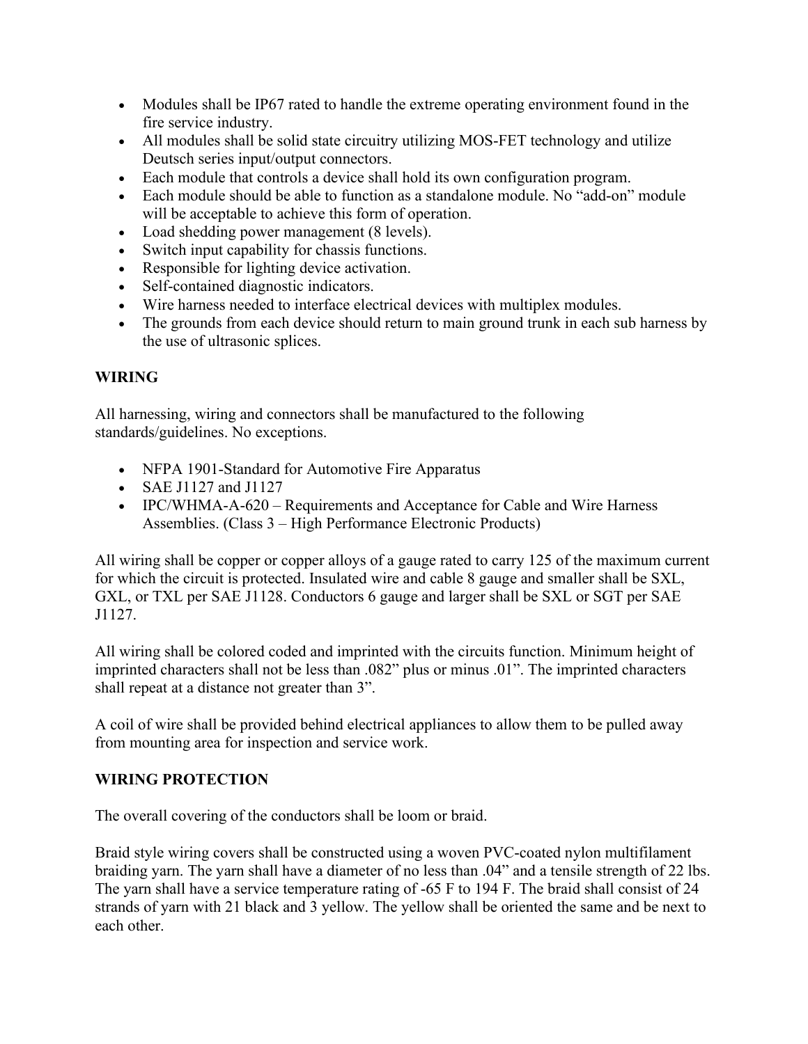- Modules shall be IP67 rated to handle the extreme operating environment found in the fire service industry.
- All modules shall be solid state circuitry utilizing MOS-FET technology and utilize Deutsch series input/output connectors.
- Each module that controls a device shall hold its own configuration program.
- Each module should be able to function as a standalone module. No “add-on” module will be acceptable to achieve this form of operation.
- Load shedding power management (8 levels).
- Switch input capability for chassis functions.
- Responsible for lighting device activation.
- Self-contained diagnostic indicators.
- Wire harness needed to interface electrical devices with multiplex modules.
- The grounds from each device should return to main ground trunk in each sub harness by the use of ultrasonic splices.

**WIRING**

All harnessing, wiring and connectors shall be manufactured to the following standards/guidelines. No exceptions.

- NFPA 1901-Standard for Automotive Fire Apparatus
- SAE J1127 and J1127
- IPC/WHMA-A-620 – Requirements and Acceptance for Cable and Wire Harness Assemblies. (Class 3 – High Performance Electronic Products)

All wiring shall be copper or copper alloys of a gauge rated to carry 125 of the maximum current for which the circuit is protected. Insulated wire and cable 8 gauge and smaller shall be SXL, GXL, or TXL per SAE J1128. Conductors 6 gauge and larger shall be SXL or SGT per SAE J1127.

All wiring shall be colored coded and imprinted with the circuits function. Minimum height of imprinted characters shall not be less than .082” plus or minus .01”. The imprinted characters shall repeat at a distance not greater than 3”.

A coil of wire shall be provided behind electrical appliances to allow them to be pulled away from mounting area for inspection and service work.

**WIRING PROTECTION**

The overall covering of the conductors shall be loom or braid.

Braid style wiring covers shall be constructed using a woven PVC-coated nylon multifilament braiding yarn. The yarn shall have a diameter of no less than .04” and a tensile strength of 22 lbs. The yarn shall have a service temperature rating of -65 F to 194 F. The braid shall consist of 24 strands of yarn with 21 black and 3 yellow. The yellow shall be oriented the same and be next to each other.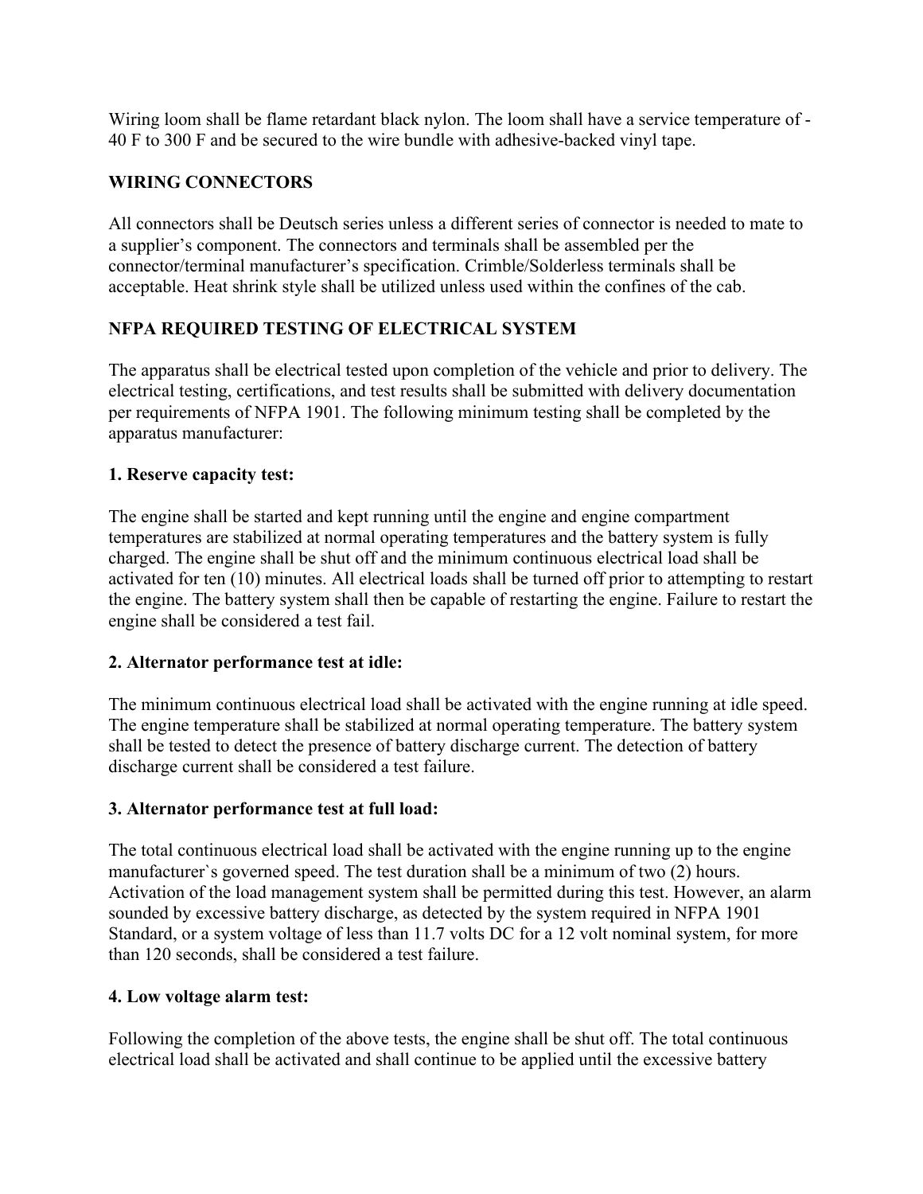Wiring loom shall be flame retardant black nylon. The loom shall have a service temperature of -40 F to 300 F and be secured to the wire bundle with adhesive-backed vinyl tape.

## WIRING CONNECTORS

All connectors shall be Deutsch series unless a different series of connector is needed to mate to a supplier's component. The connectors and terminals shall be assembled per the connector/terminal manufacturer's specification. Crimble/Solderless terminals shall be acceptable. Heat shrink style shall be utilized unless used within the confines of the cab.

## NFPA REQUIRED TESTING OF ELECTRICAL SYSTEM

The apparatus shall be electrical tested upon completion of the vehicle and prior to delivery. The electrical testing, certifications, and test results shall be submitted with delivery documentation per requirements of NFPA 1901. The following minimum testing shall be completed by the apparatus manufacturer:

### 1. Reserve capacity test:

The engine shall be started and kept running until the engine and engine compartment temperatures are stabilized at normal operating temperatures and the battery system is fully charged. The engine shall be shut off and the minimum continuous electrical load shall be activated for ten (10) minutes. All electrical loads shall be turned off prior to attempting to restart the engine. The battery system shall then be capable of restarting the engine. Failure to restart the engine shall be considered a test fail.

### 2. Alternator performance test at idle:

The minimum continuous electrical load shall be activated with the engine running at idle speed. The engine temperature shall be stabilized at normal operating temperature. The battery system shall be tested to detect the presence of battery discharge current. The detection of battery discharge current shall be considered a test failure.

### 3. Alternator performance test at full load:

The total continuous electrical load shall be activated with the engine running up to the engine manufacturer`s governed speed. The test duration shall be a minimum of two (2) hours. Activation of the load management system shall be permitted during this test. However, an alarm sounded by excessive battery discharge, as detected by the system required in NFPA 1901 Standard, or a system voltage of less than 11.7 volts DC for a 12 volt nominal system, for more than 120 seconds, shall be considered a test failure.

### 4. Low voltage alarm test:

Following the completion of the above tests, the engine shall be shut off. The total continuous electrical load shall be activated and shall continue to be applied until the excessive battery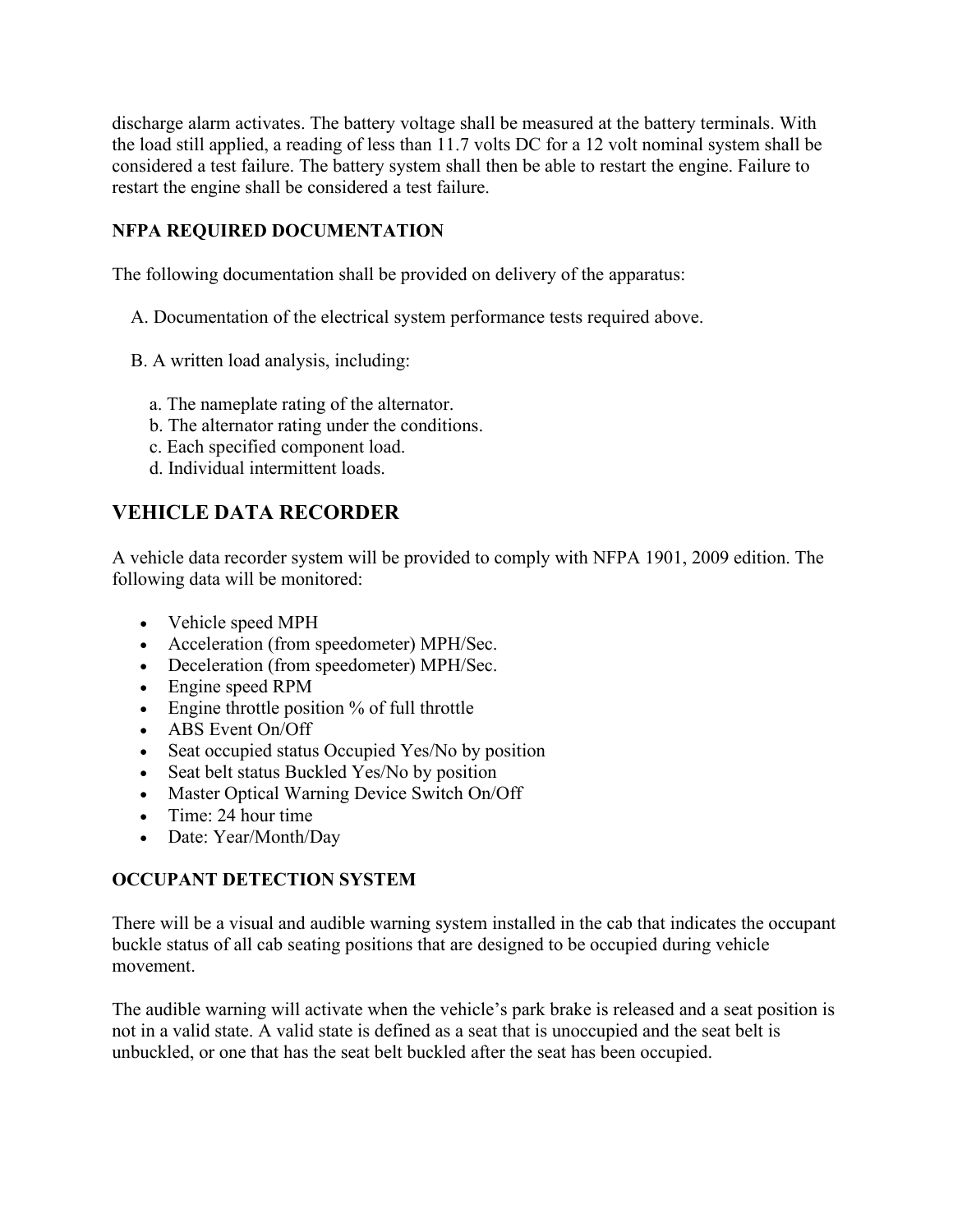discharge alarm activates. The battery voltage shall be measured at the battery terminals. With the load still applied, a reading of less than 11.7 volts DC for a 12 volt nominal system shall be considered a test failure. The battery system shall then be able to restart the engine. Failure to restart the engine shall be considered a test failure.

**NFPA REQUIRED DOCUMENTATION**

The following documentation shall be provided on delivery of the apparatus:

A. Documentation of the electrical system performance tests required above.

B. A written load analysis, including:

a. The nameplate rating of the alternator.
b. The alternator rating under the conditions.
c. Each specified component load.
d. Individual intermittent loads.

## VEHICLE DATA RECORDER

A vehicle data recorder system will be provided to comply with NFPA 1901, 2009 edition. The following data will be monitored:

- Vehicle speed MPH
- Acceleration (from speedometer) MPH/Sec.
- Deceleration (from speedometer) MPH/Sec.
- Engine speed RPM
- Engine throttle position % of full throttle
- ABS Event On/Off
- Seat occupied status Occupied Yes/No by position
- Seat belt status Buckled Yes/No by position
- Master Optical Warning Device Switch On/Off
- Time: 24 hour time
- Date: Year/Month/Day

**OCCUPANT DETECTION SYSTEM**

There will be a visual and audible warning system installed in the cab that indicates the occupant buckle status of all cab seating positions that are designed to be occupied during vehicle movement.

The audible warning will activate when the vehicle's park brake is released and a seat position is not in a valid state. A valid state is defined as a seat that is unoccupied and the seat belt is unbuckled, or one that has the seat belt buckled after the seat has been occupied.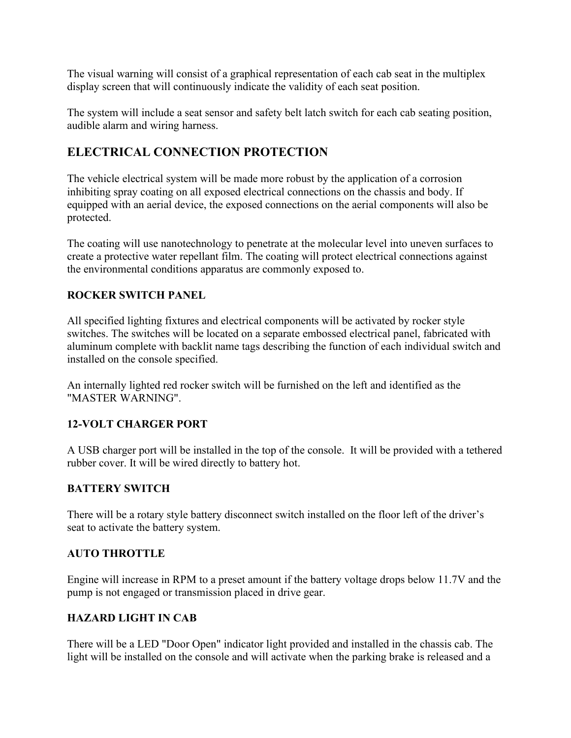The visual warning will consist of a graphical representation of each cab seat in the multiplex display screen that will continuously indicate the validity of each seat position.

The system will include a seat sensor and safety belt latch switch for each cab seating position, audible alarm and wiring harness.

## ELECTRICAL CONNECTION PROTECTION

The vehicle electrical system will be made more robust by the application of a corrosion inhibiting spray coating on all exposed electrical connections on the chassis and body. If equipped with an aerial device, the exposed connections on the aerial components will also be protected.

The coating will use nanotechnology to penetrate at the molecular level into uneven surfaces to create a protective water repellant film. The coating will protect electrical connections against the environmental conditions apparatus are commonly exposed to.

### ROCKER SWITCH PANEL

All specified lighting fixtures and electrical components will be activated by rocker style switches. The switches will be located on a separate embossed electrical panel, fabricated with aluminum complete with backlit name tags describing the function of each individual switch and installed on the console specified.

An internally lighted red rocker switch will be furnished on the left and identified as the "MASTER WARNING".

### 12-VOLT CHARGER PORT

A USB charger port will be installed in the top of the console. It will be provided with a tethered rubber cover. It will be wired directly to battery hot.

### BATTERY SWITCH

There will be a rotary style battery disconnect switch installed on the floor left of the driver's seat to activate the battery system.

### AUTO THROTTLE

Engine will increase in RPM to a preset amount if the battery voltage drops below 11.7V and the pump is not engaged or transmission placed in drive gear.

### HAZARD LIGHT IN CAB

There will be a LED "Door Open" indicator light provided and installed in the chassis cab. The light will be installed on the console and will activate when the parking brake is released and a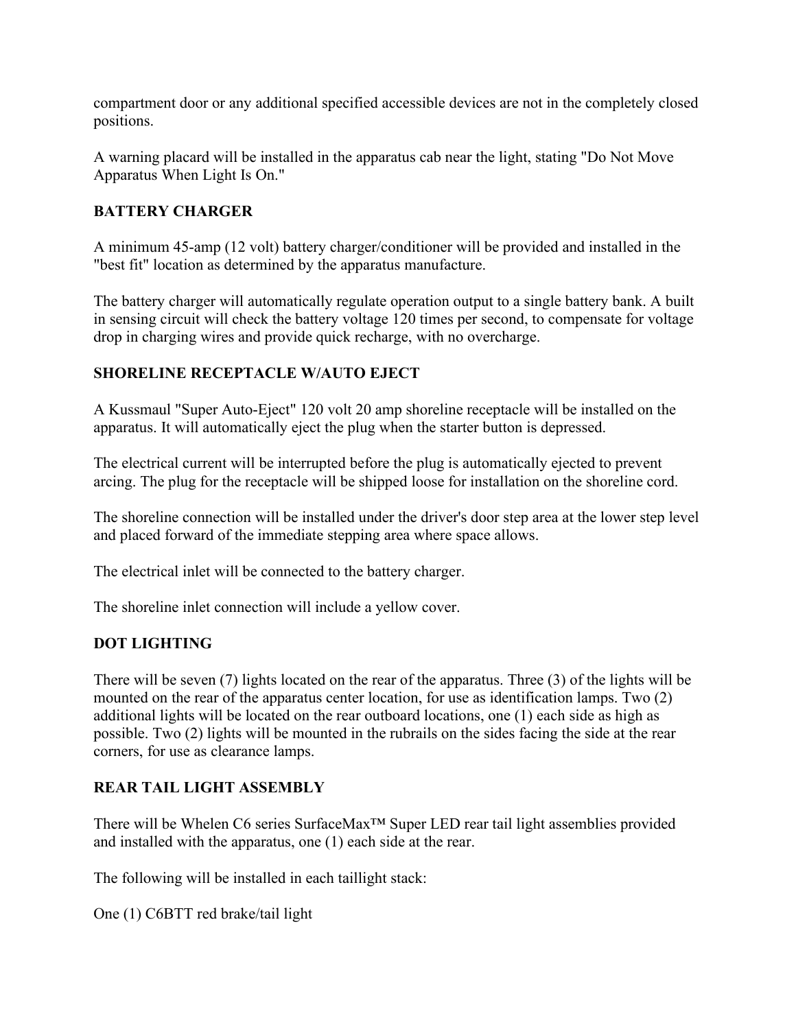compartment door or any additional specified accessible devices are not in the completely closed positions.

A warning placard will be installed in the apparatus cab near the light, stating "Do Not Move Apparatus When Light Is On."

**BATTERY CHARGER**

A minimum 45-amp (12 volt) battery charger/conditioner will be provided and installed in the "best fit" location as determined by the apparatus manufacture.

The battery charger will automatically regulate operation output to a single battery bank. A built in sensing circuit will check the battery voltage 120 times per second, to compensate for voltage drop in charging wires and provide quick recharge, with no overcharge.

**SHORELINE RECEPTACLE W/AUTO EJECT**

A Kussmaul "Super Auto-Eject" 120 volt 20 amp shoreline receptacle will be installed on the apparatus. It will automatically eject the plug when the starter button is depressed.

The electrical current will be interrupted before the plug is automatically ejected to prevent arcing. The plug for the receptacle will be shipped loose for installation on the shoreline cord.

The shoreline connection will be installed under the driver's door step area at the lower step level and placed forward of the immediate stepping area where space allows.

The electrical inlet will be connected to the battery charger.

The shoreline inlet connection will include a yellow cover.

**DOT LIGHTING**

There will be seven (7) lights located on the rear of the apparatus. Three (3) of the lights will be mounted on the rear of the apparatus center location, for use as identification lamps. Two (2) additional lights will be located on the rear outboard locations, one (1) each side as high as possible. Two (2) lights will be mounted in the rubrails on the sides facing the side at the rear corners, for use as clearance lamps.

**REAR TAIL LIGHT ASSEMBLY**

There will be Whelen C6 series SurfaceMax™ Super LED rear tail light assemblies provided and installed with the apparatus, one (1) each side at the rear.

The following will be installed in each taillight stack:

One (1) C6BTT red brake/tail light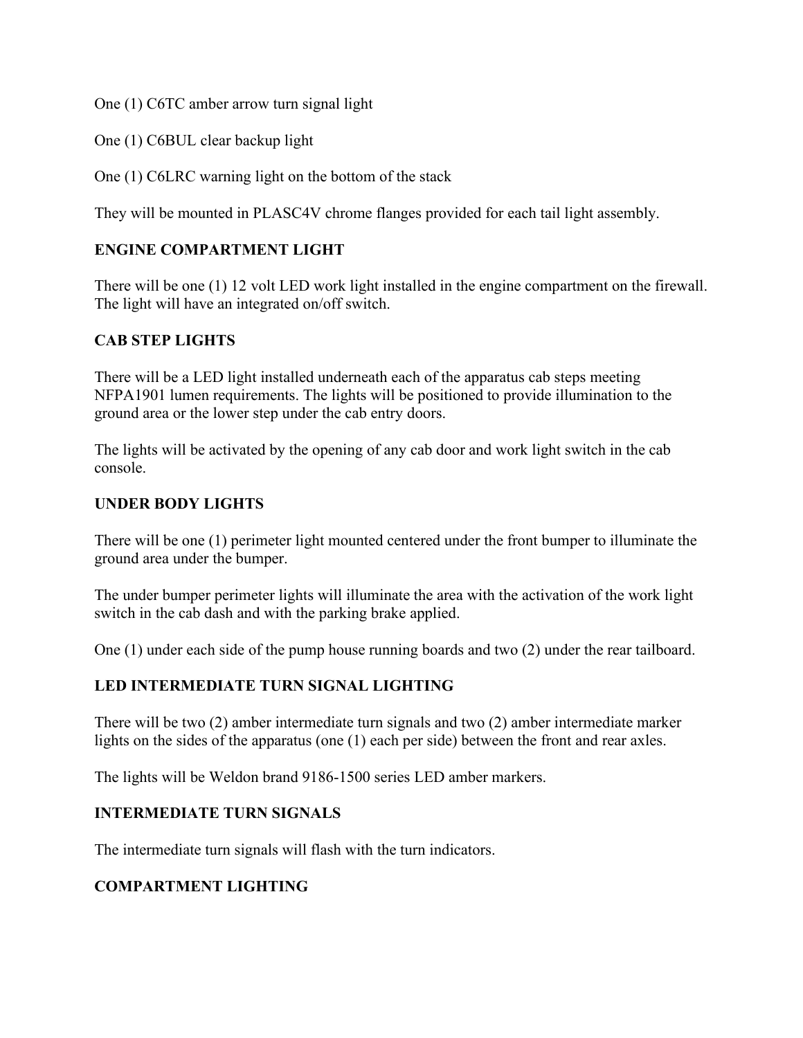One (1) C6TC amber arrow turn signal light

One (1) C6BUL clear backup light

One (1) C6LRC warning light on the bottom of the stack

They will be mounted in PLASC4V chrome flanges provided for each tail light assembly.

**ENGINE COMPARTMENT LIGHT**

There will be one (1) 12 volt LED work light installed in the engine compartment on the firewall. The light will have an integrated on/off switch.

**CAB STEP LIGHTS**

There will be a LED light installed underneath each of the apparatus cab steps meeting NFPA1901 lumen requirements. The lights will be positioned to provide illumination to the ground area or the lower step under the cab entry doors.

The lights will be activated by the opening of any cab door and work light switch in the cab console.

**UNDER BODY LIGHTS**

There will be one (1) perimeter light mounted centered under the front bumper to illuminate the ground area under the bumper.

The under bumper perimeter lights will illuminate the area with the activation of the work light switch in the cab dash and with the parking brake applied.

One (1) under each side of the pump house running boards and two (2) under the rear tailboard.

**LED INTERMEDIATE TURN SIGNAL LIGHTING**

There will be two (2) amber intermediate turn signals and two (2) amber intermediate marker lights on the sides of the apparatus (one (1) each per side) between the front and rear axles.

The lights will be Weldon brand 9186-1500 series LED amber markers.

**INTERMEDIATE TURN SIGNALS**

The intermediate turn signals will flash with the turn indicators.

**COMPARTMENT LIGHTING**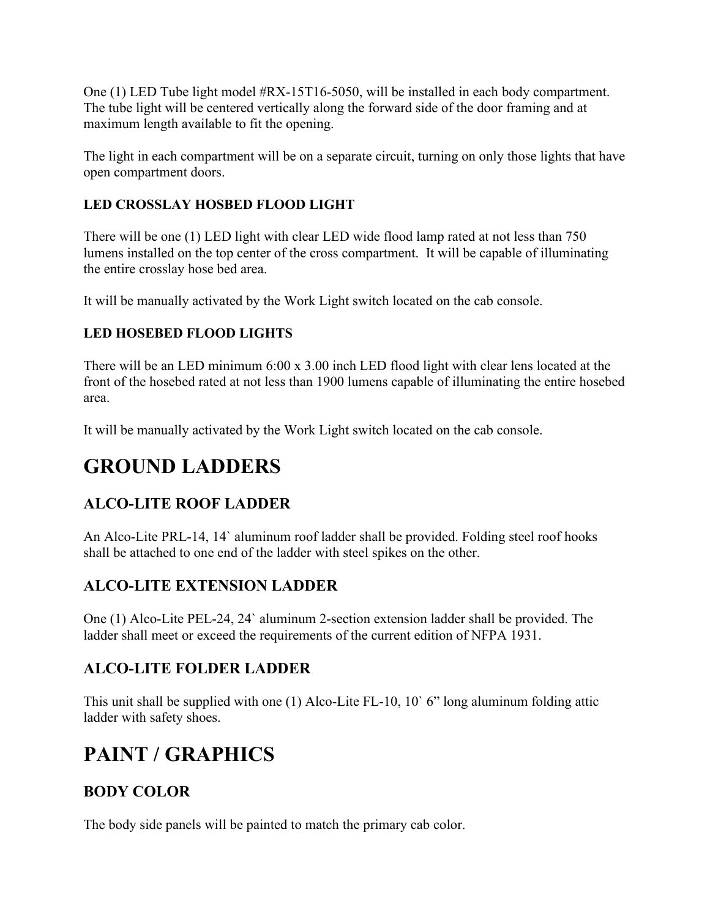One (1) LED Tube light model #RX-15T16-5050, will be installed in each body compartment. The tube light will be centered vertically along the forward side of the door framing and at maximum length available to fit the opening.

The light in each compartment will be on a separate circuit, turning on only those lights that have open compartment doors.

#### LED CROSSLAY HOSBED FLOOD LIGHT

There will be one (1) LED light with clear LED wide flood lamp rated at not less than 750 lumens installed on the top center of the cross compartment. It will be capable of illuminating the entire crosslay hose bed area.

It will be manually activated by the Work Light switch located on the cab console.

#### LED HOSEBED FLOOD LIGHTS

There will be an LED minimum 6:00 x 3.00 inch LED flood light with clear lens located at the front of the hosebed rated at not less than 1900 lumens capable of illuminating the entire hosebed area.

It will be manually activated by the Work Light switch located on the cab console.

# GROUND LADDERS

## ALCO-LITE ROOF LADDER

An Alco-Lite PRL-14, 14` aluminum roof ladder shall be provided. Folding steel roof hooks shall be attached to one end of the ladder with steel spikes on the other.

## ALCO-LITE EXTENSION LADDER

One (1) Alco-Lite PEL-24, 24` aluminum 2-section extension ladder shall be provided. The ladder shall meet or exceed the requirements of the current edition of NFPA 1931.

## ALCO-LITE FOLDER LADDER

This unit shall be supplied with one (1) Alco-Lite FL-10, 10` 6" long aluminum folding attic ladder with safety shoes.

# PAINT / GRAPHICS

## BODY COLOR

The body side panels will be painted to match the primary cab color.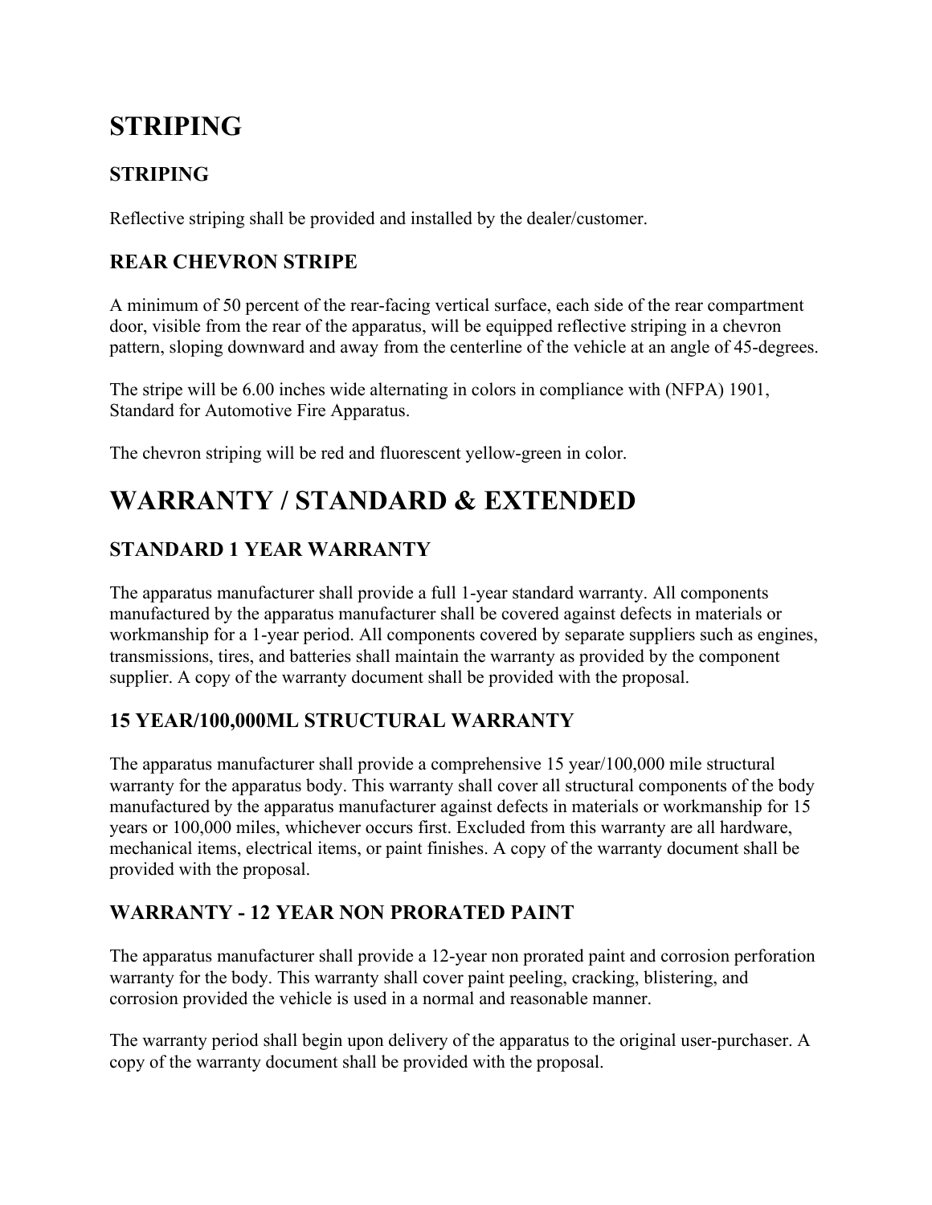# STRIPING

## STRIPING

Reflective striping shall be provided and installed by the dealer/customer.

## REAR CHEVRON STRIPE

A minimum of 50 percent of the rear-facing vertical surface, each side of the rear compartment door, visible from the rear of the apparatus, will be equipped reflective striping in a chevron pattern, sloping downward and away from the centerline of the vehicle at an angle of 45-degrees.

The stripe will be 6.00 inches wide alternating in colors in compliance with (NFPA) 1901, Standard for Automotive Fire Apparatus.

The chevron striping will be red and fluorescent yellow-green in color.

# WARRANTY / STANDARD & EXTENDED

## STANDARD 1 YEAR WARRANTY

The apparatus manufacturer shall provide a full 1-year standard warranty. All components manufactured by the apparatus manufacturer shall be covered against defects in materials or workmanship for a 1-year period. All components covered by separate suppliers such as engines, transmissions, tires, and batteries shall maintain the warranty as provided by the component supplier. A copy of the warranty document shall be provided with the proposal.

## 15 YEAR/100,000ML STRUCTURAL WARRANTY

The apparatus manufacturer shall provide a comprehensive 15 year/100,000 mile structural warranty for the apparatus body. This warranty shall cover all structural components of the body manufactured by the apparatus manufacturer against defects in materials or workmanship for 15 years or 100,000 miles, whichever occurs first. Excluded from this warranty are all hardware, mechanical items, electrical items, or paint finishes. A copy of the warranty document shall be provided with the proposal.

## WARRANTY - 12 YEAR NON PRORATED PAINT

The apparatus manufacturer shall provide a 12-year non prorated paint and corrosion perforation warranty for the body. This warranty shall cover paint peeling, cracking, blistering, and corrosion provided the vehicle is used in a normal and reasonable manner.

The warranty period shall begin upon delivery of the apparatus to the original user-purchaser. A copy of the warranty document shall be provided with the proposal.